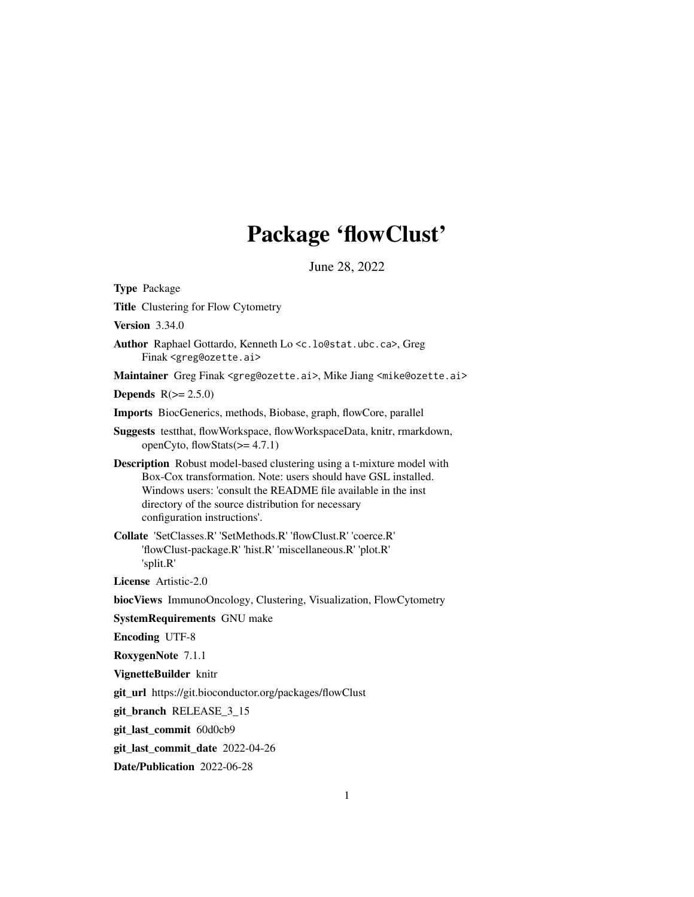# Package 'flowClust'

June 28, 2022

**Type** Package

**Title** Clustering for Flow Cytometry

**Version** 3.34.0

**Author** Raphael Gottardo, Kenneth Lo <c.lo@stat.ubc.ca>, Greg Finak <greg@ozette.ai>

**Maintainer** Greg Finak <greg@ozette.ai>, Mike Jiang <mike@ozette.ai>

**Depends** R(>= 2.5.0)

**Imports** BiocGenerics, methods, Biobase, graph, flowCore, parallel

**Suggests** testthat, flowWorkspace, flowWorkspaceData, knitr, rmarkdown, openCyto, flowStats(>= 4.7.1)

**Description** Robust model-based clustering using a t-mixture model with Box-Cox transformation. Note: users should have GSL installed. Windows users: 'consult the README file available in the inst directory of the source distribution for necessary configuration instructions'.

**Collate** 'SetClasses.R' 'SetMethods.R' 'flowClust.R' 'coerce.R' 'flowClust-package.R' 'hist.R' 'miscellaneous.R' 'plot.R' 'split.R'

**License** Artistic-2.0

**biocViews** ImmunoOncology, Clustering, Visualization, FlowCytometry

**SystemRequirements** GNU make

**Encoding** UTF-8

**RoxygenNote** 7.1.1

**VignetteBuilder** knitr

**git_url** https://git.bioconductor.org/packages/flowClust

**git_branch** RELEASE_3_15

**git_last_commit** 60d0cb9

**git_last_commit_date** 2022-04-26

**Date/Publication** 2022-06-28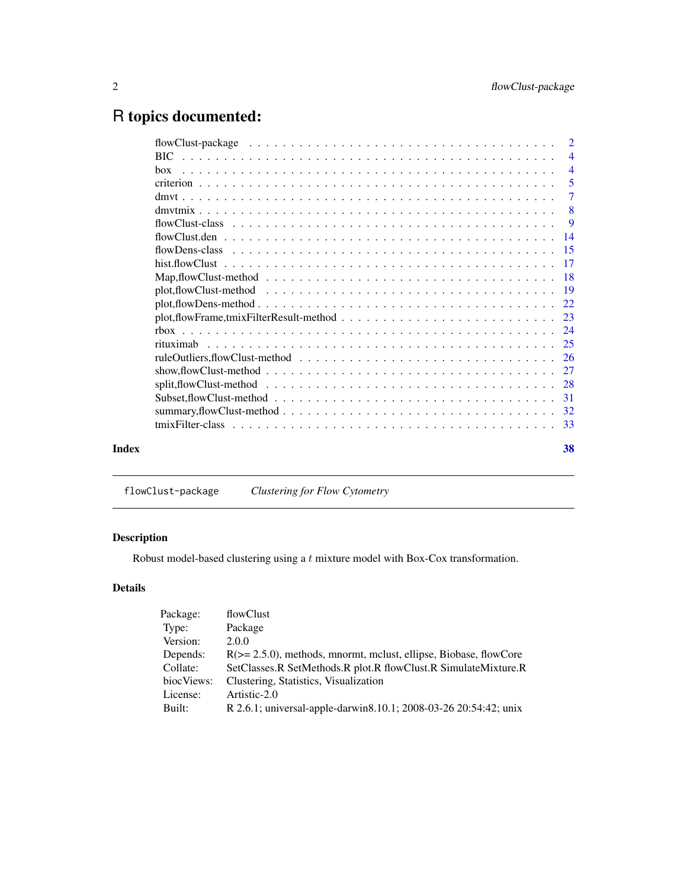# R topics documented:

| | |
|---|---|
| flowClust-package | 2 |
| BIC | 4 |
| box | 4 |
| criterion | 5 |
| dmvt | 7 |
| dmvtmix | 8 |
| flowClust-class | 9 |
| flowClust.den | 14 |
| flowDens-class | 15 |
| hist.flowClust | 17 |
| Map,flowClust-method | 18 |
| plot,flowClust-method | 19 |
| plot,flowDens-method | 22 |
| plot,flowFrame,tmixFilterResult-method | 23 |
| rbox | 24 |
| rituximab | 25 |
| ruleOutliers,flowClust-method | 26 |
| show,flowClust-method | 27 |
| split,flowClust-method | 28 |
| Subset,flowClust-method | 31 |
| summary,flowClust-method | 32 |
| tmixFilter-class | 33 |

**Index** 38

---

`flowClust-package` *Clustering for Flow Cytometry*

---

## Description

Robust model-based clustering using a $t$ mixture model with Box-Cox transformation.

## Details

| | |
|---|---|
| Package: | flowClust |
| Type: | Package |
| Version: | 2.0.0 |
| Depends: | R(>= 2.5.0), methods, mnormt, mclust, ellipse, Biobase, flowCore |
| Collate: | SetClasses.R SetMethods.R plot.R flowClust.R SimulateMixture.R |
| biocViews: | Clustering, Statistics, Visualization |
| License: | Artistic-2.0 |
| Built: | R 2.6.1; universal-apple-darwin8.10.1; 2008-03-26 20:54:42; unix |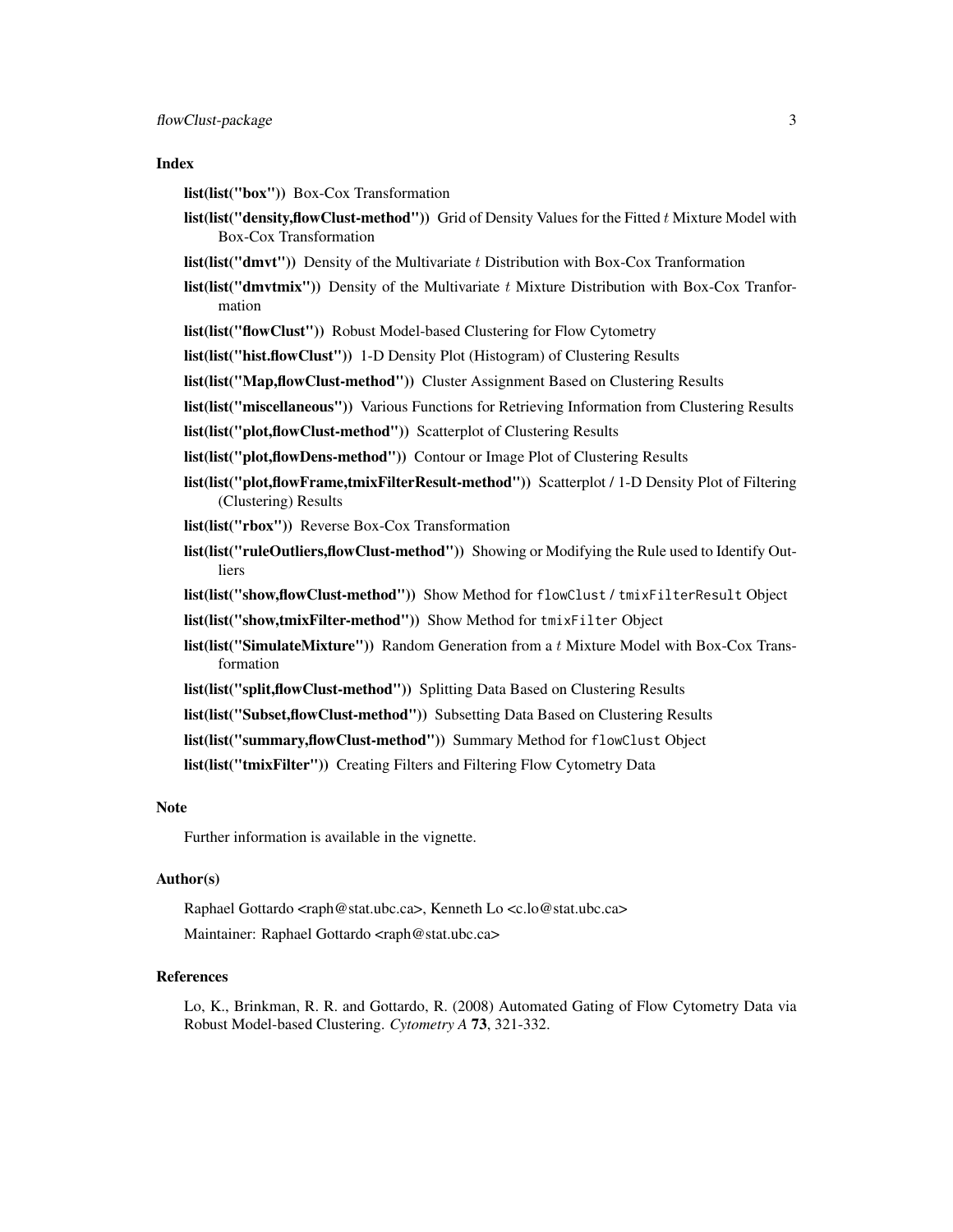### Index

**list(list("box"))** Box-Cox Transformation

**list(list("density,flowClust-method"))** Grid of Density Values for the Fitted $t$ Mixture Model with Box-Cox Transformation

**list(list("dmvt"))** Density of the Multivariate $t$ Distribution with Box-Cox Tranformation

**list(list("dmvtmix"))** Density of the Multivariate $t$ Mixture Distribution with Box-Cox Tranformation

**list(list("flowClust"))** Robust Model-based Clustering for Flow Cytometry

**list(list("hist.flowClust"))** 1-D Density Plot (Histogram) of Clustering Results

**list(list("Map,flowClust-method"))** Cluster Assignment Based on Clustering Results

**list(list("miscellaneous"))** Various Functions for Retrieving Information from Clustering Results

**list(list("plot,flowClust-method"))** Scatterplot of Clustering Results

**list(list("plot,flowDens-method"))** Contour or Image Plot of Clustering Results

**list(list("plot,flowFrame,tmixFilterResult-method"))** Scatterplot / 1-D Density Plot of Filtering (Clustering) Results

**list(list("rbox"))** Reverse Box-Cox Transformation

**list(list("ruleOutliers,flowClust-method"))** Showing or Modifying the Rule used to Identify Outliers

**list(list("show,flowClust-method"))** Show Method for `flowClust` / `tmixFilterResult` Object

**list(list("show,tmixFilter-method"))** Show Method for `tmixFilter` Object

**list(list("SimulateMixture"))** Random Generation from a $t$ Mixture Model with Box-Cox Transformation

**list(list("split,flowClust-method"))** Splitting Data Based on Clustering Results

**list(list("Subset,flowClust-method"))** Subsetting Data Based on Clustering Results

**list(list("summary,flowClust-method"))** Summary Method for `flowClust` Object

**list(list("tmixFilter"))** Creating Filters and Filtering Flow Cytometry Data

### Note

Further information is available in the vignette.

### Author(s)

Raphael Gottardo <raph@stat.ubc.ca>, Kenneth Lo <c.lo@stat.ubc.ca>

Maintainer: Raphael Gottardo <raph@stat.ubc.ca>

### References

Lo, K., Brinkman, R. R. and Gottardo, R. (2008) Automated Gating of Flow Cytometry Data via Robust Model-based Clustering. *Cytometry A* **73**, 321-332.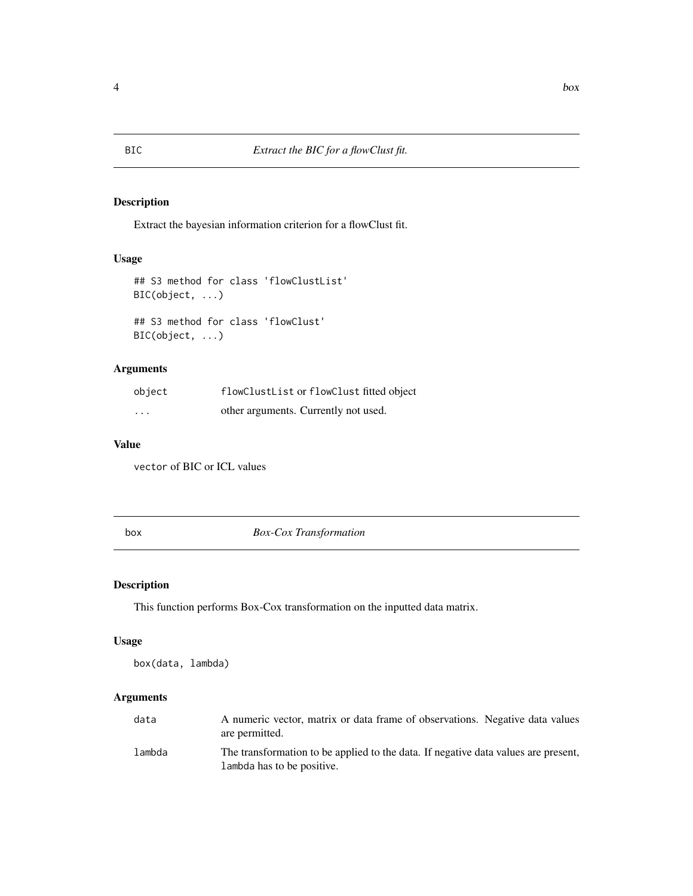## BIC — *Extract the BIC for a flowClust fit.*

### Description

Extract the bayesian information criterion for a flowClust fit.

### Usage

```
## S3 method for class 'flowClustList'
BIC(object, ...)

## S3 method for class 'flowClust'
BIC(object, ...)
```

### Arguments

| | |
|---|---|
| object | `flowClustList` or `flowClust` fitted object |
| ... | other arguments. Currently not used. |

### Value

`vector` of BIC or ICL values

## box — *Box-Cox Transformation*

### Description

This function performs Box-Cox transformation on the inputted data matrix.

### Usage

```
box(data, lambda)
```

### Arguments

| | |
|---|---|
| data | A numeric vector, matrix or data frame of observations. Negative data values are permitted. |
| lambda | The transformation to be applied to the data. If negative data values are present, `lambda` has to be positive. |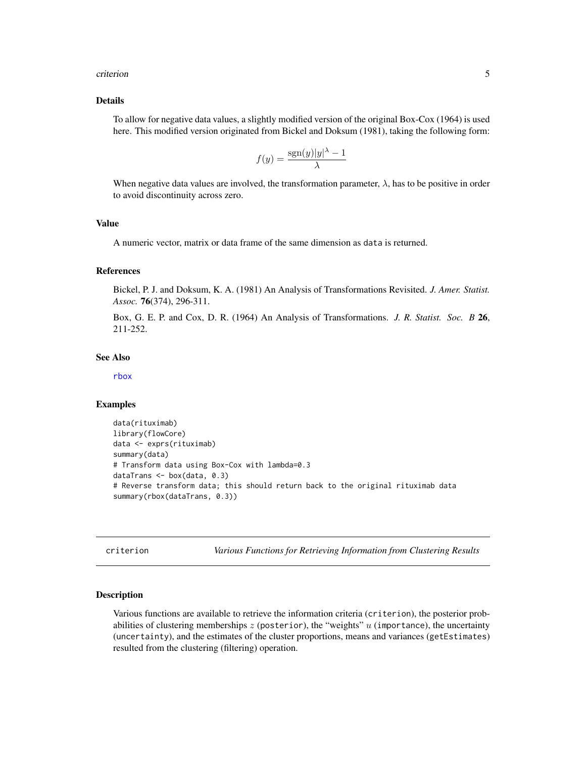### Details

To allow for negative data values, a slightly modified version of the original Box-Cox (1964) is used here. This modified version originated from Bickel and Doksum (1981), taking the following form:

$$f(y) = \frac{\text{sgn}(y)|y|^\lambda - 1}{\lambda}$$

When negative data values are involved, the transformation parameter, $\lambda$, has to be positive in order to avoid discontinuity across zero.

### Value

A numeric vector, matrix or data frame of the same dimension as `data` is returned.

### References

Bickel, P. J. and Doksum, K. A. (1981) An Analysis of Transformations Revisited. *J. Amer. Statist. Assoc.* **76**(374), 296-311.

Box, G. E. P. and Cox, D. R. (1964) An Analysis of Transformations. *J. R. Statist. Soc. B* **26**, 211-252.

### See Also

rbox

### Examples

```
data(rituximab)
library(flowCore)
data <- exprs(rituximab)
summary(data)
# Transform data using Box-Cox with lambda=0.3
dataTrans <- box(data, 0.3)
# Reverse transform data; this should return back to the original rituximab data
summary(rbox(dataTrans, 0.3))
```

---

## criterion    *Various Functions for Retrieving Information from Clustering Results*

### Description

Various functions are available to retrieve the information criteria (`criterion`), the posterior probabilities of clustering memberships $z$ (`posterior`), the "weights" $u$ (`importance`), the uncertainty (`uncertainty`), and the estimates of the cluster proportions, means and variances (`getEstimates`) resulted from the clustering (filtering) operation.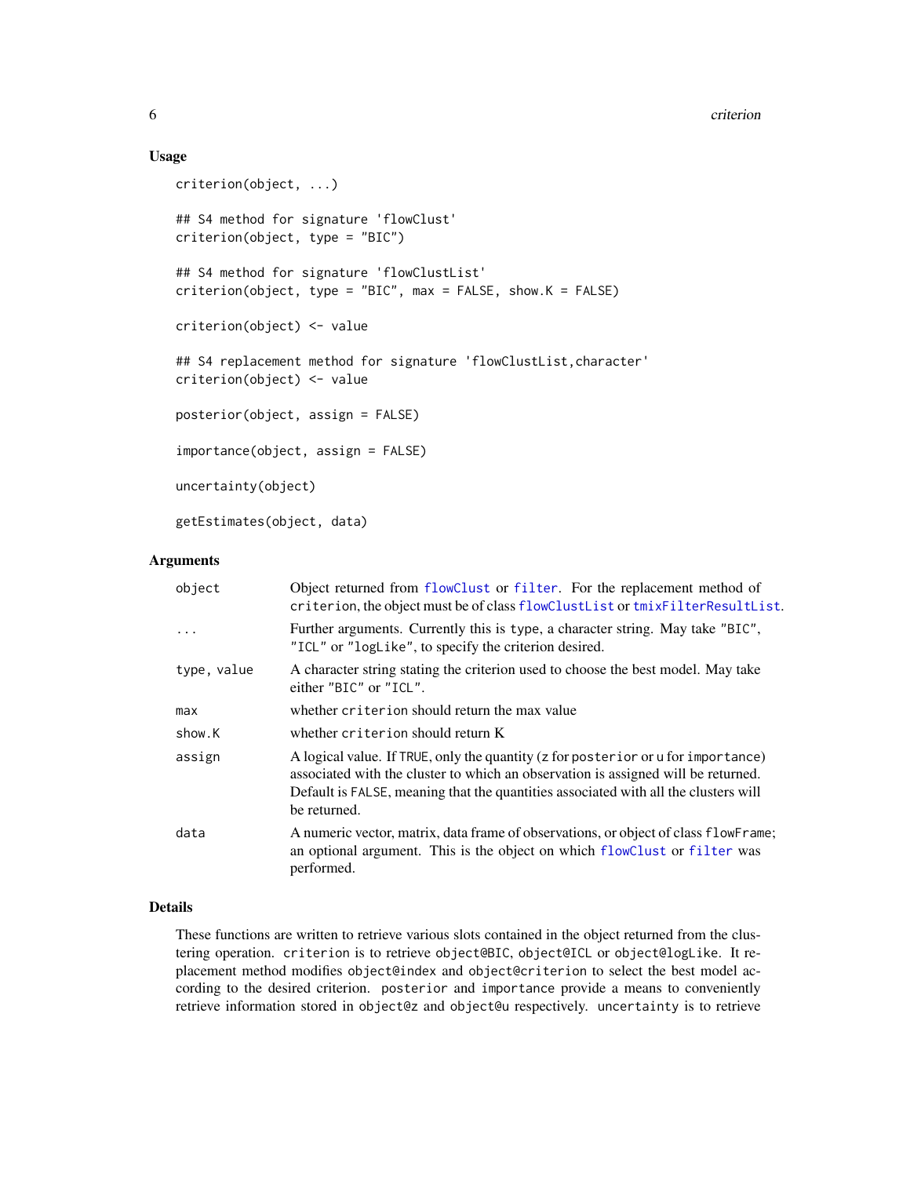### Usage

```
criterion(object, ...)

## S4 method for signature 'flowClust'
criterion(object, type = "BIC")

## S4 method for signature 'flowClustList'
criterion(object, type = "BIC", max = FALSE, show.K = FALSE)

criterion(object) <- value

## S4 replacement method for signature 'flowClustList,character'
criterion(object) <- value

posterior(object, assign = FALSE)

importance(object, assign = FALSE)

uncertainty(object)

getEstimates(object, data)
```

### Arguments

| | |
|---|---|
| object | Object returned from `flowClust` or `filter`. For the replacement method of `criterion`, the object must be of class `flowClustList` or `tmixFilterResultList`. |
| ... | Further arguments. Currently this is `type`, a character string. May take `"BIC"`, `"ICL"` or `"logLike"`, to specify the criterion desired. |
| type, value | A character string stating the criterion used to choose the best model. May take either `"BIC"` or `"ICL"`. |
| max | whether `criterion` should return the max value |
| show.K | whether `criterion` should return K |
| assign | A logical value. If `TRUE`, only the quantity (`z` for `posterior` or `u` for `importance`) associated with the cluster to which an observation is assigned will be returned. Default is `FALSE`, meaning that the quantities associated with all the clusters will be returned. |
| data | A numeric vector, matrix, data frame of observations, or object of class `flowFrame`; an optional argument. This is the object on which `flowClust` or `filter` was performed. |

### Details

These functions are written to retrieve various slots contained in the object returned from the clustering operation. `criterion` is to retrieve `object@BIC`, `object@ICL` or `object@logLike`. It replacement method modifies `object@index` and `object@criterion` to select the best model according to the desired criterion. `posterior` and `importance` provide a means to conveniently retrieve information stored in `object@z` and `object@u` respectively. `uncertainty` is to retrieve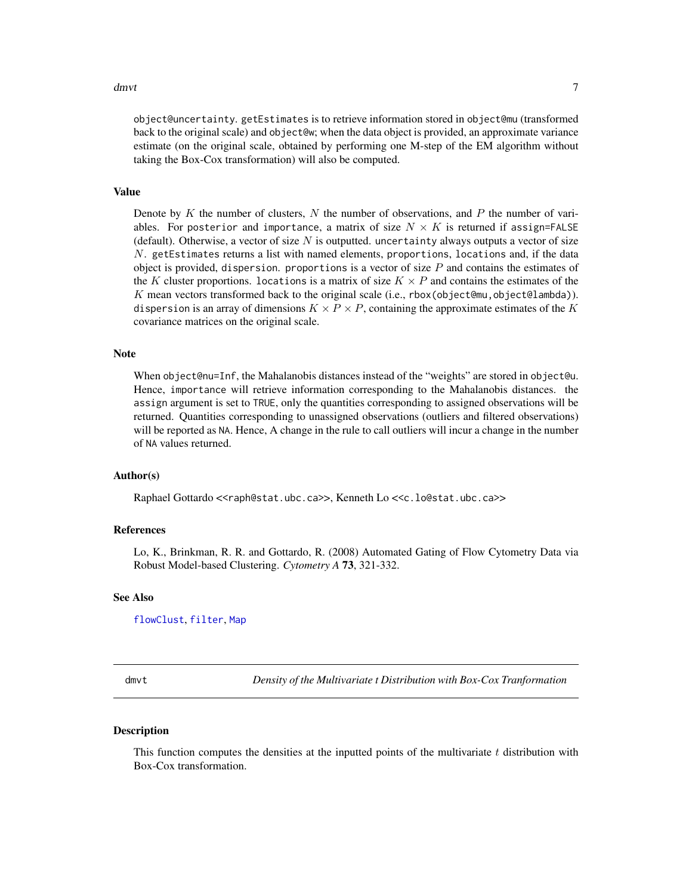`object@uncertainty`. `getEstimates` is to retrieve information stored in `object@mu` (transformed back to the original scale) and `object@w`; when the data object is provided, an approximate variance estimate (on the original scale, obtained by performing one M-step of the EM algorithm without taking the Box-Cox transformation) will also be computed.

### Value

Denote by $K$ the number of clusters, $N$ the number of observations, and $P$ the number of variables. For `posterior` and `importance`, a matrix of size $N \times K$ is returned if `assign=FALSE` (default). Otherwise, a vector of size $N$ is outputted. `uncertainty` always outputs a vector of size $N$. `getEstimates` returns a list with named elements, `proportions`, `locations` and, if the data object is provided, `dispersion`. `proportions` is a vector of size $P$ and contains the estimates of the $K$ cluster proportions. `locations` is a matrix of size $K \times P$ and contains the estimates of the $K$ mean vectors transformed back to the original scale (i.e., `rbox(object@mu,object@lambda)`). `dispersion` is an array of dimensions $K \times P \times P$, containing the approximate estimates of the $K$ covariance matrices on the original scale.

### Note

When `object@nu=Inf`, the Mahalanobis distances instead of the "weights" are stored in `object@u`. Hence, `importance` will retrieve information corresponding to the Mahalanobis distances. the `assign` argument is set to `TRUE`, only the quantities corresponding to assigned observations will be returned. Quantities corresponding to unassigned observations (outliers and filtered observations) will be reported as `NA`. Hence, A change in the rule to call outliers will incur a change in the number of `NA` values returned.

### Author(s)

Raphael Gottardo <<`raph@stat.ubc.ca`>>, Kenneth Lo <<`c.lo@stat.ubc.ca`>>

### References

Lo, K., Brinkman, R. R. and Gottardo, R. (2008) Automated Gating of Flow Cytometry Data via Robust Model-based Clustering. *Cytometry A* **73**, 321-332.

### See Also

`flowClust`, `filter`, `Map`

---

## dmvt — *Density of the Multivariate t Distribution with Box-Cox Tranformation*

### Description

This function computes the densities at the inputted points of the multivariate $t$ distribution with Box-Cox transformation.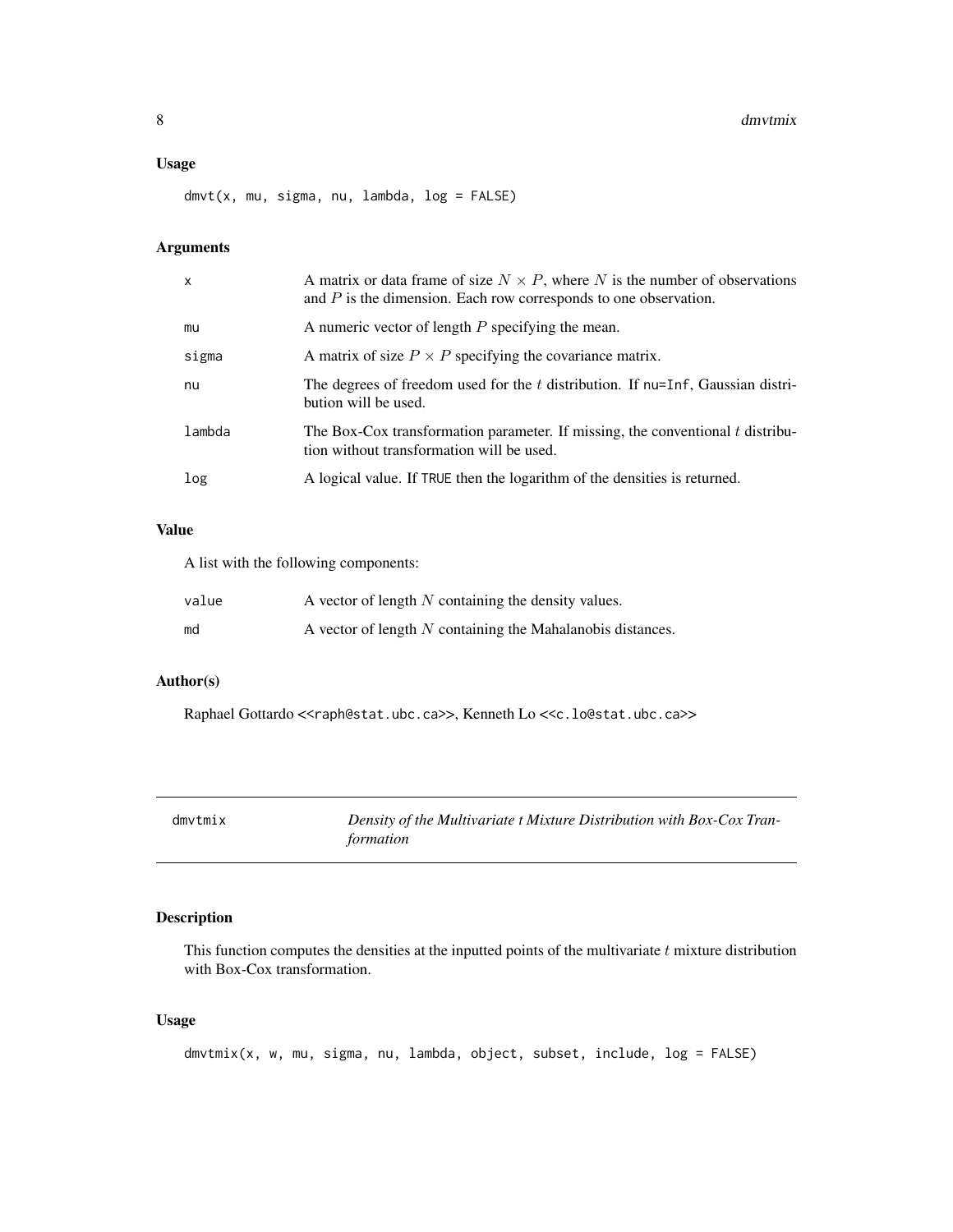## Usage

```
dmvt(x, mu, sigma, nu, lambda, log = FALSE)
```

## Arguments

| | |
|---|---|
| x | A matrix or data frame of size $N \times P$, where $N$ is the number of observations and $P$ is the dimension. Each row corresponds to one observation. |
| mu | A numeric vector of length $P$ specifying the mean. |
| sigma | A matrix of size $P \times P$ specifying the covariance matrix. |
| nu | The degrees of freedom used for the $t$ distribution. If `nu=Inf`, Gaussian distribution will be used. |
| lambda | The Box-Cox transformation parameter. If missing, the conventional $t$ distribution without transformation will be used. |
| log | A logical value. If `TRUE` then the logarithm of the densities is returned. |

## Value

A list with the following components:

| | |
|---|---|
| value | A vector of length $N$ containing the density values. |
| md | A vector of length $N$ containing the Mahalanobis distances. |

## Author(s)

Raphael Gottardo <<raph@stat.ubc.ca>>, Kenneth Lo <<c.lo@stat.ubc.ca>>

---

# dmvtmix — *Density of the Multivariate t Mixture Distribution with Box-Cox Transformation*

---

## Description

This function computes the densities at the inputted points of the multivariate $t$ mixture distribution with Box-Cox transformation.

## Usage

```
dmvtmix(x, w, mu, sigma, nu, lambda, object, subset, include, log = FALSE)
```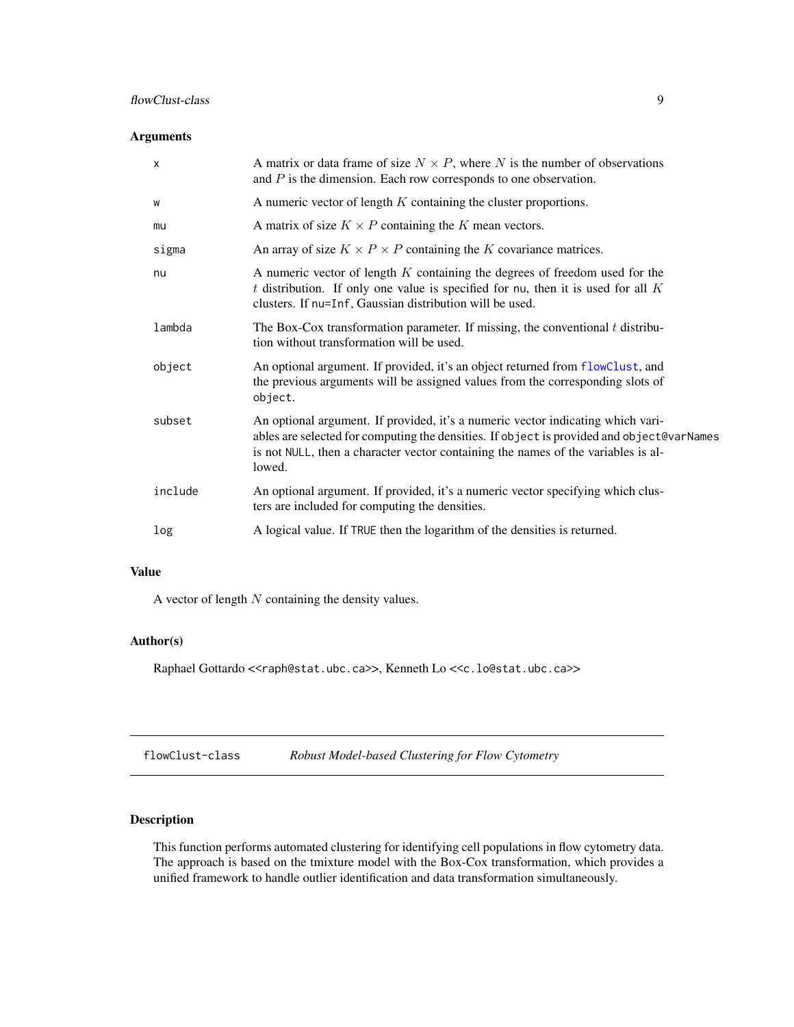## Arguments

- `x` A matrix or data frame of size $N \times P$, where $N$ is the number of observations and $P$ is the dimension. Each row corresponds to one observation.
- `w` A numeric vector of length $K$ containing the cluster proportions.
- `mu` A matrix of size $K \times P$ containing the $K$ mean vectors.
- `sigma` An array of size $K \times P \times P$ containing the $K$ covariance matrices.
- `nu` A numeric vector of length $K$ containing the degrees of freedom used for the $t$ distribution. If only one value is specified for `nu`, then it is used for all $K$ clusters. If `nu=Inf`, Gaussian distribution will be used.
- `lambda` The Box-Cox transformation parameter. If missing, the conventional $t$ distribution without transformation will be used.
- `object` An optional argument. If provided, it's an object returned from `flowClust`, and the previous arguments will be assigned values from the corresponding slots of `object`.
- `subset` An optional argument. If provided, it's a numeric vector indicating which variables are selected for computing the densities. If `object` is provided and `object@varNames` is not `NULL`, then a character vector containing the names of the variables is allowed.
- `include` An optional argument. If provided, it's a numeric vector specifying which clusters are included for computing the densities.
- `log` A logical value. If `TRUE` then the logarithm of the densities is returned.

## Value

A vector of length $N$ containing the density values.

## Author(s)

Raphael Gottardo <<raph@stat.ubc.ca>>, Kenneth Lo <<c.lo@stat.ubc.ca>>

---

# flowClust-class *Robust Model-based Clustering for Flow Cytometry*

---

## Description

This function performs automated clustering for identifying cell populations in flow cytometry data. The approach is based on the tmixture model with the Box-Cox transformation, which provides a unified framework to handle outlier identification and data transformation simultaneously.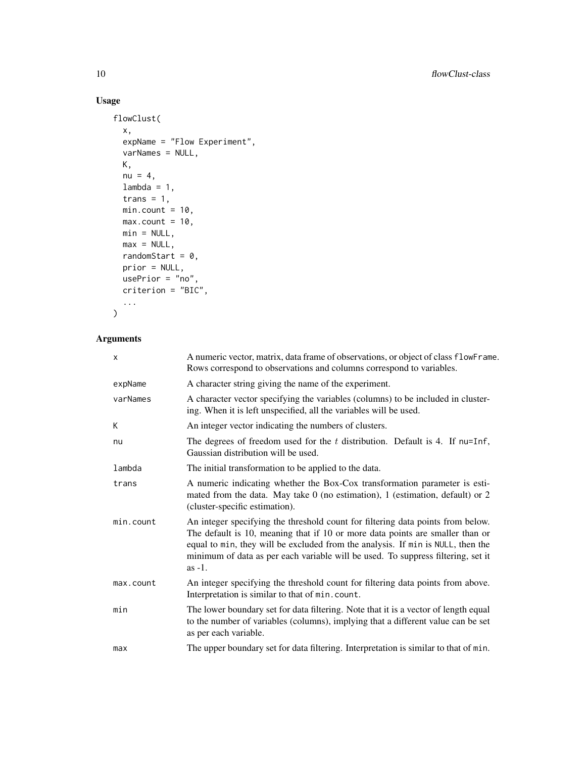## Usage

```
flowClust(
  x,
  expName = "Flow Experiment",
  varNames = NULL,
  K,
  nu = 4,
  lambda = 1,
  trans = 1,
  min.count = 10,
  max.count = 10,
  min = NULL,
  max = NULL,
  randomStart = 0,
  prior = NULL,
  usePrior = "no",
  criterion = "BIC",
  ...
)
```

## Arguments

| | |
|---|---|
| `x` | A numeric vector, matrix, data frame of observations, or object of class `flowFrame`. Rows correspond to observations and columns correspond to variables. |
| `expName` | A character string giving the name of the experiment. |
| `varNames` | A character vector specifying the variables (columns) to be included in clustering. When it is left unspecified, all the variables will be used. |
| `K` | An integer vector indicating the numbers of clusters. |
| `nu` | The degrees of freedom used for the $t$ distribution. Default is 4. If `nu=Inf`, Gaussian distribution will be used. |
| `lambda` | The initial transformation to be applied to the data. |
| `trans` | A numeric indicating whether the Box-Cox transformation parameter is estimated from the data. May take 0 (no estimation), 1 (estimation, default) or 2 (cluster-specific estimation). |
| `min.count` | An integer specifying the threshold count for filtering data points from below. The default is 10, meaning that if 10 or more data points are smaller than or equal to `min`, they will be excluded from the analysis. If `min` is `NULL`, then the minimum of data as per each variable will be used. To suppress filtering, set it as -1. |
| `max.count` | An integer specifying the threshold count for filtering data points from above. Interpretation is similar to that of `min.count`. |
| `min` | The lower boundary set for data filtering. Note that it is a vector of length equal to the number of variables (columns), implying that a different value can be set as per each variable. |
| `max` | The upper boundary set for data filtering. Interpretation is similar to that of `min`. |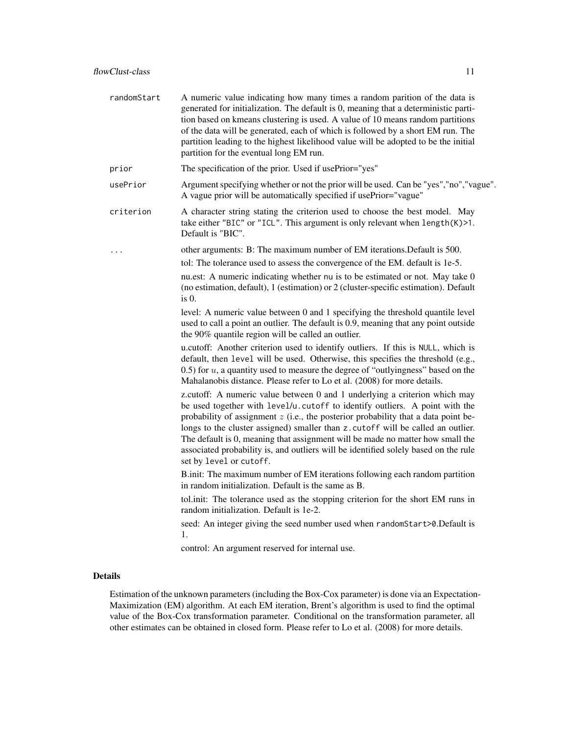| | |
|---|---|
| randomStart | A numeric value indicating how many times a random parition of the data is generated for initialization. The default is 0, meaning that a deterministic partition based on kmeans clustering is used. A value of 10 means random partitions of the data will be generated, each of which is followed by a short EM run. The partition leading to the highest likelihood value will be adopted to be the initial partition for the eventual long EM run. |
| prior | The specification of the prior. Used if usePrior="yes" |
| usePrior | Argument specifying whether or not the prior will be used. Can be "yes","no","vague". A vague prior will be automatically specified if usePrior="vague" |
| criterion | A character string stating the criterion used to choose the best model. May take either "BIC" or "ICL". This argument is only relevant when `length(K)>1`. Default is "BIC". |
| ... | other arguments: B: The maximum number of EM iterations.Default is 500. |

tol: The tolerance used to assess the convergence of the EM. default is 1e-5.

nu.est: A numeric indicating whether `nu` is to be estimated or not. May take 0 (no estimation, default), 1 (estimation) or 2 (cluster-specific estimation). Default is 0.

level: A numeric value between 0 and 1 specifying the threshold quantile level used to call a point an outlier. The default is 0.9, meaning that any point outside the 90% quantile region will be called an outlier.

u.cutoff: Another criterion used to identify outliers. If this is `NULL`, which is default, then `level` will be used. Otherwise, this specifies the threshold (e.g., 0.5) for $u$, a quantity used to measure the degree of "outlyingness" based on the Mahalanobis distance. Please refer to Lo et al. (2008) for more details.

z.cutoff: A numeric value between 0 and 1 underlying a criterion which may be used together with `level`/`u.cutoff` to identify outliers. A point with the probability of assignment $z$ (i.e., the posterior probability that a data point belongs to the cluster assigned) smaller than `z.cutoff` will be called an outlier. The default is 0, meaning that assignment will be made no matter how small the associated probability is, and outliers will be identified solely based on the rule set by `level` or `cutoff`.

B.init: The maximum number of EM iterations following each random partition in random initialization. Default is the same as B.

tol.init: The tolerance used as the stopping criterion for the short EM runs in random initialization. Default is 1e-2.

seed: An integer giving the seed number used when `randomStart>0`.Default is 1.

control: An argument reserved for internal use.

## Details

Estimation of the unknown parameters (including the Box-Cox parameter) is done via an Expectation-Maximization (EM) algorithm. At each EM iteration, Brent's algorithm is used to find the optimal value of the Box-Cox transformation parameter. Conditional on the transformation parameter, all other estimates can be obtained in closed form. Please refer to Lo et al. (2008) for more details.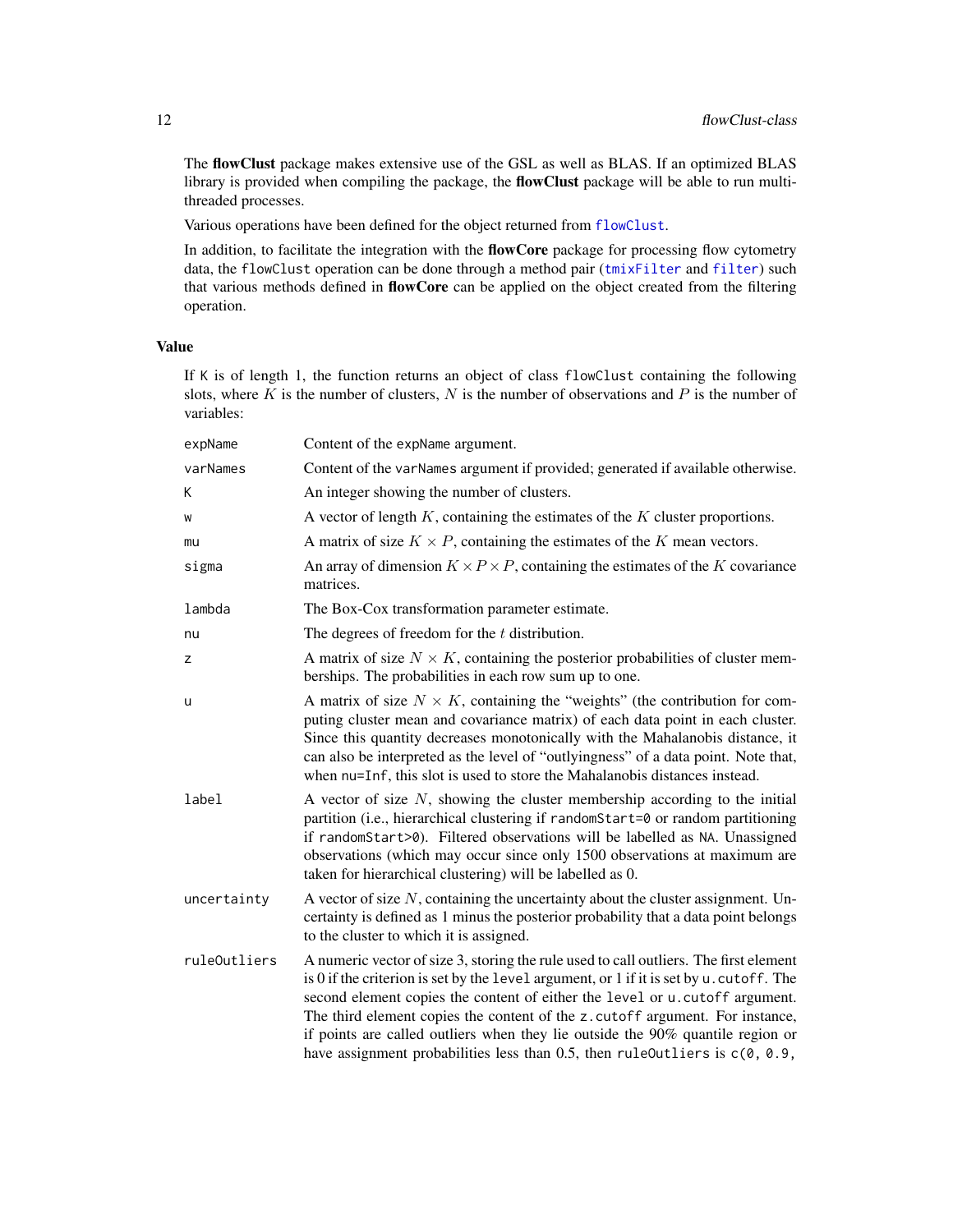The **flowClust** package makes extensive use of the GSL as well as BLAS. If an optimized BLAS library is provided when compiling the package, the **flowClust** package will be able to run multi-threaded processes.

Various operations have been defined for the object returned from `flowClust`.

In addition, to facilitate the integration with the **flowCore** package for processing flow cytometry data, the `flowClust` operation can be done through a method pair (`tmixFilter` and `filter`) such that various methods defined in **flowCore** can be applied on the object created from the filtering operation.

## Value

If `K` is of length 1, the function returns an object of class `flowClust` containing the following slots, where $K$ is the number of clusters, $N$ is the number of observations and $P$ is the number of variables:

| | |
|---|---|
| `expName` | Content of the `expName` argument. |
| `varNames` | Content of the `varNames` argument if provided; generated if available otherwise. |
| `K` | An integer showing the number of clusters. |
| `w` | A vector of length $K$, containing the estimates of the $K$ cluster proportions. |
| `mu` | A matrix of size $K \times P$, containing the estimates of the $K$ mean vectors. |
| `sigma` | An array of dimension $K \times P \times P$, containing the estimates of the $K$ covariance matrices. |
| `lambda` | The Box-Cox transformation parameter estimate. |
| `nu` | The degrees of freedom for the $t$ distribution. |
| `z` | A matrix of size $N \times K$, containing the posterior probabilities of cluster memberships. The probabilities in each row sum up to one. |
| `u` | A matrix of size $N \times K$, containing the "weights" (the contribution for computing cluster mean and covariance matrix) of each data point in each cluster. Since this quantity decreases monotonically with the Mahalanobis distance, it can also be interpreted as the level of "outlyingness" of a data point. Note that, when `nu=Inf`, this slot is used to store the Mahalanobis distances instead. |
| `label` | A vector of size $N$, showing the cluster membership according to the initial partition (i.e., hierarchical clustering if `randomStart=0` or random partitioning if `randomStart>0`). Filtered observations will be labelled as `NA`. Unassigned observations (which may occur since only 1500 observations at maximum are taken for hierarchical clustering) will be labelled as 0. |
| `uncertainty` | A vector of size $N$, containing the uncertainty about the cluster assignment. Uncertainty is defined as 1 minus the posterior probability that a data point belongs to the cluster to which it is assigned. |
| `ruleOutliers` | A numeric vector of size 3, storing the rule used to call outliers. The first element is 0 if the criterion is set by the `level` argument, or 1 if it is set by `u.cutoff`. The second element copies the content of either the `level` or `u.cutoff` argument. The third element copies the content of the `z.cutoff` argument. For instance, if points are called outliers when they lie outside the 90% quantile region or have assignment probabilities less than 0.5, then `ruleOutliers` is `c(0, 0.9,` |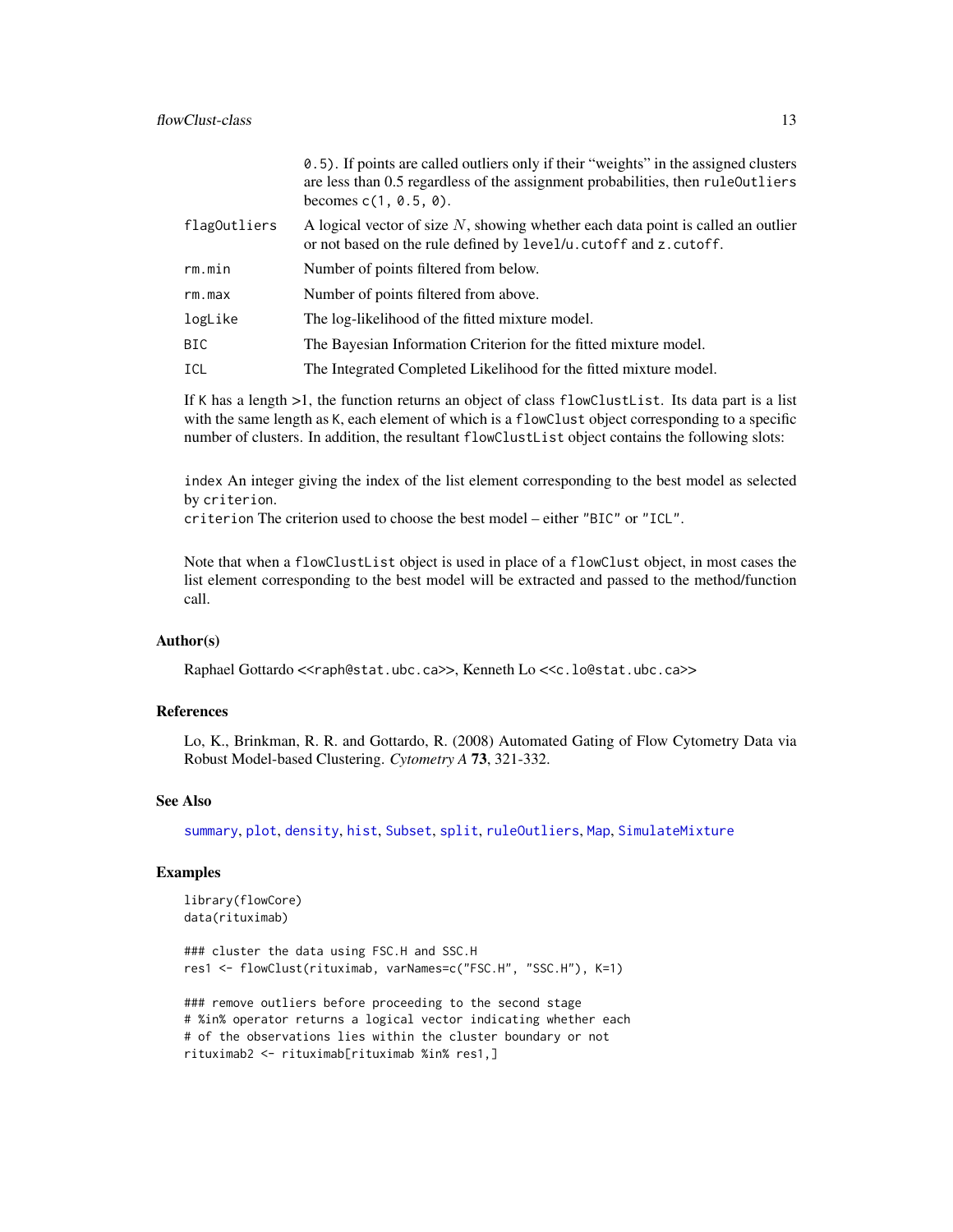|  |  |
|---|---|
|  | 0.5). If points are called outliers only if their "weights" in the assigned clusters are less than 0.5 regardless of the assignment probabilities, then `ruleOutliers` becomes `c(1, 0.5, 0)`. |
| `flagOutliers` | A logical vector of size $N$, showing whether each data point is called an outlier or not based on the rule defined by `level`/`u.cutoff` and `z.cutoff`. |
| `rm.min` | Number of points filtered from below. |
| `rm.max` | Number of points filtered from above. |
| `logLike` | The log-likelihood of the fitted mixture model. |
| `BIC` | The Bayesian Information Criterion for the fitted mixture model. |
| `ICL` | The Integrated Completed Likelihood for the fitted mixture model. |

If `K` has a length >1, the function returns an object of class `flowClustList`. Its data part is a list with the same length as `K`, each element of which is a `flowClust` object corresponding to a specific number of clusters. In addition, the resultant `flowClustList` object contains the following slots:

`index` An integer giving the index of the list element corresponding to the best model as selected by `criterion`.
`criterion` The criterion used to choose the best model – either `"BIC"` or `"ICL"`.

Note that when a `flowClustList` object is used in place of a `flowClust` object, in most cases the list element corresponding to the best model will be extracted and passed to the method/function call.

### Author(s)

Raphael Gottardo <<raph@stat.ubc.ca>>, Kenneth Lo <<c.lo@stat.ubc.ca>>

### References

Lo, K., Brinkman, R. R. and Gottardo, R. (2008) Automated Gating of Flow Cytometry Data via Robust Model-based Clustering. *Cytometry A* **73**, 321-332.

### See Also

summary, plot, density, hist, Subset, split, ruleOutliers, Map, SimulateMixture

### Examples

```
library(flowCore)
data(rituximab)

### cluster the data using FSC.H and SSC.H
res1 <- flowClust(rituximab, varNames=c("FSC.H", "SSC.H"), K=1)

### remove outliers before proceeding to the second stage
# %in% operator returns a logical vector indicating whether each
# of the observations lies within the cluster boundary or not
rituximab2 <- rituximab[rituximab %in% res1,]
```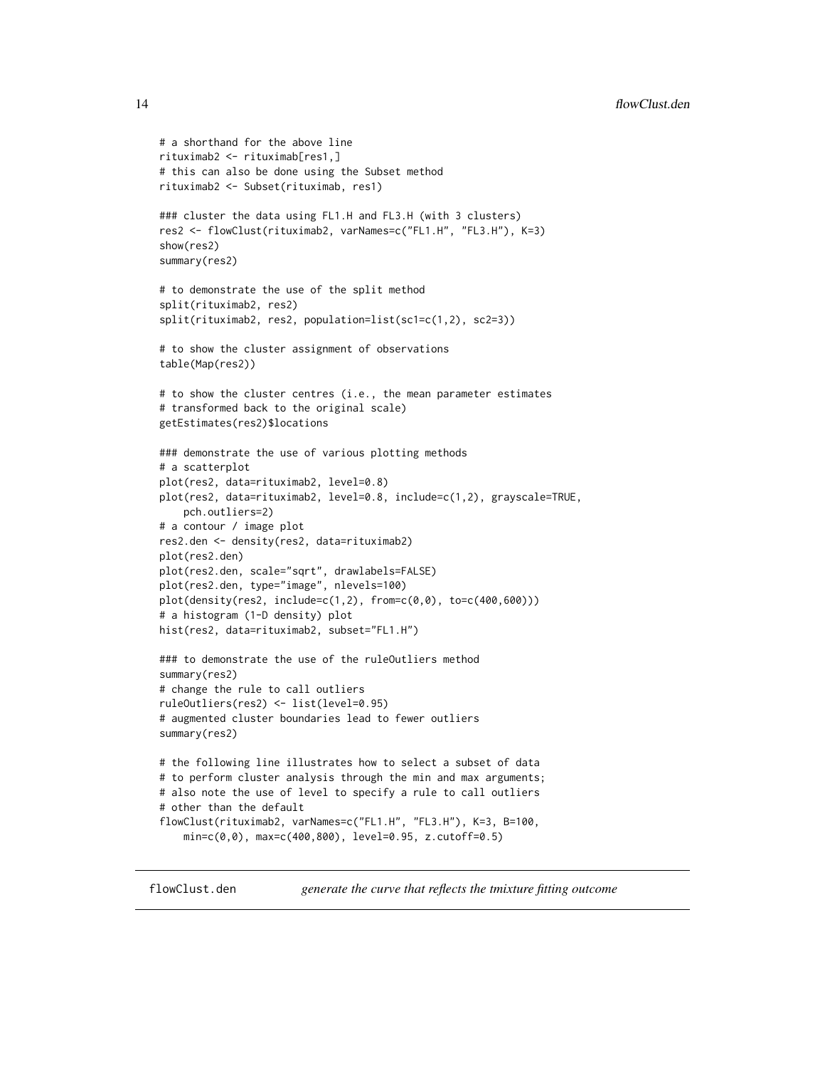```
# a shorthand for the above line
rituximab2 <- rituximab[res1,]
# this can also be done using the Subset method
rituximab2 <- Subset(rituximab, res1)

### cluster the data using FL1.H and FL3.H (with 3 clusters)
res2 <- flowClust(rituximab2, varNames=c("FL1.H", "FL3.H"), K=3)
show(res2)
summary(res2)

# to demonstrate the use of the split method
split(rituximab2, res2)
split(rituximab2, res2, population=list(sc1=c(1,2), sc2=3))

# to show the cluster assignment of observations
table(Map(res2))

# to show the cluster centres (i.e., the mean parameter estimates
# transformed back to the original scale)
getEstimates(res2)$locations

### demonstrate the use of various plotting methods
# a scatterplot
plot(res2, data=rituximab2, level=0.8)
plot(res2, data=rituximab2, level=0.8, include=c(1,2), grayscale=TRUE,
    pch.outliers=2)
# a contour / image plot
res2.den <- density(res2, data=rituximab2)
plot(res2.den)
plot(res2.den, scale="sqrt", drawlabels=FALSE)
plot(res2.den, type="image", nlevels=100)
plot(density(res2, include=c(1,2), from=c(0,0), to=c(400,600)))
# a histogram (1-D density) plot
hist(res2, data=rituximab2, subset="FL1.H")

### to demonstrate the use of the ruleOutliers method
summary(res2)
# change the rule to call outliers
ruleOutliers(res2) <- list(level=0.95)
# augmented cluster boundaries lead to fewer outliers
summary(res2)

# the following line illustrates how to select a subset of data
# to perform cluster analysis through the min and max arguments;
# also note the use of level to specify a rule to call outliers
# other than the default
flowClust(rituximab2, varNames=c("FL1.H", "FL3.H"), K=3, B=100,
    min=c(0,0), max=c(400,800), level=0.95, z.cutoff=0.5)
```

---

## flowClust.den — *generate the curve that reflects the tmixture fitting outcome*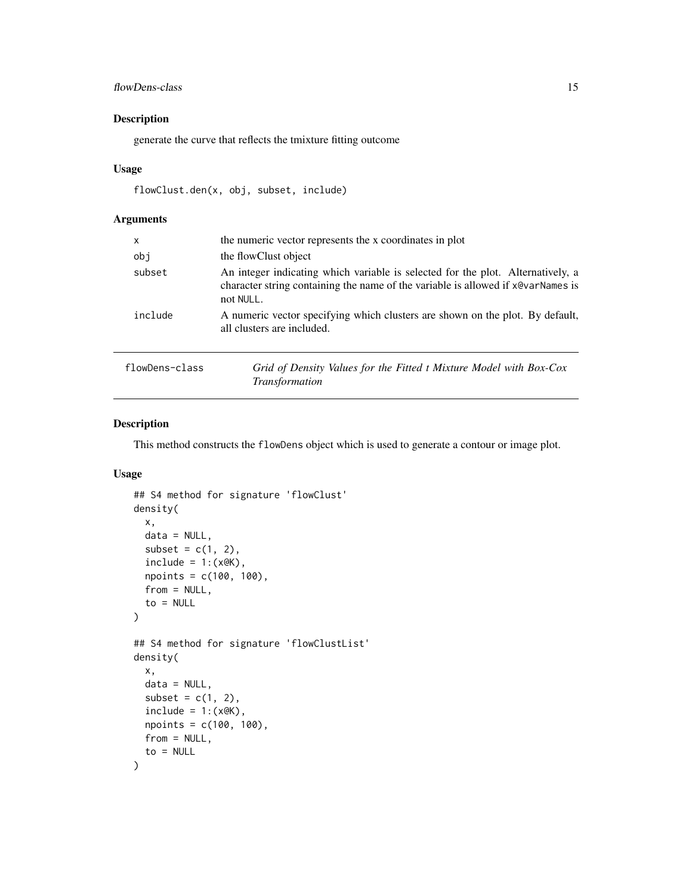## Description

generate the curve that reflects the tmixture fitting outcome

## Usage

```
flowClust.den(x, obj, subset, include)
```

## Arguments

| | |
|---|---|
| x | the numeric vector represents the x coordinates in plot |
| obj | the flowClust object |
| subset | An integer indicating which variable is selected for the plot. Alternatively, a character string containing the name of the variable is allowed if x@varNames is not NULL. |
| include | A numeric vector specifying which clusters are shown on the plot. By default, all clusters are included. |

---

# flowDens-class — *Grid of Density Values for the Fitted t Mixture Model with Box-Cox Transformation*

## Description

This method constructs the flowDens object which is used to generate a contour or image plot.

## Usage

```
## S4 method for signature 'flowClust'
density(
  x,
  data = NULL,
  subset = c(1, 2),
  include = 1:(x@K),
  npoints = c(100, 100),
  from = NULL,
  to = NULL
)

## S4 method for signature 'flowClustList'
density(
  x,
  data = NULL,
  subset = c(1, 2),
  include = 1:(x@K),
  npoints = c(100, 100),
  from = NULL,
  to = NULL
)
```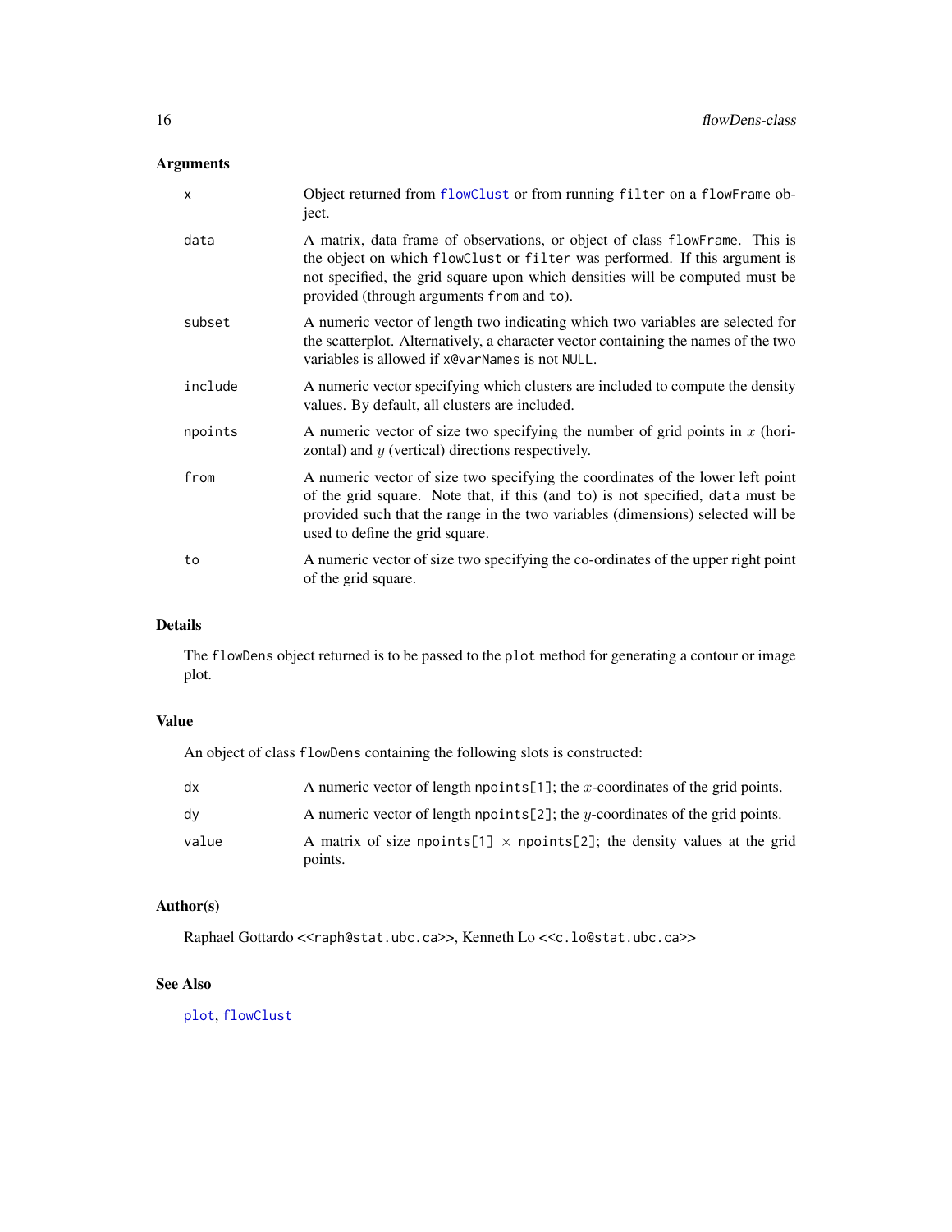## Arguments

| | |
|---|---|
| x | Object returned from `flowClust` or from running `filter` on a `flowFrame` object. |
| data | A matrix, data frame of observations, or object of class `flowFrame`. This is the object on which `flowClust` or `filter` was performed. If this argument is not specified, the grid square upon which densities will be computed must be provided (through arguments `from` and `to`). |
| subset | A numeric vector of length two indicating which two variables are selected for the scatterplot. Alternatively, a character vector containing the names of the two variables is allowed if `x@varNames` is not `NULL`. |
| include | A numeric vector specifying which clusters are included to compute the density values. By default, all clusters are included. |
| npoints | A numeric vector of size two specifying the number of grid points in $x$ (horizontal) and $y$ (vertical) directions respectively. |
| from | A numeric vector of size two specifying the coordinates of the lower left point of the grid square. Note that, if this (and `to`) is not specified, `data` must be provided such that the range in the two variables (dimensions) selected will be used to define the grid square. |
| to | A numeric vector of size two specifying the co-ordinates of the upper right point of the grid square. |

## Details

The `flowDens` object returned is to be passed to the `plot` method for generating a contour or image plot.

## Value

An object of class `flowDens` containing the following slots is constructed:

| | |
|---|---|
| dx | A numeric vector of length `npoints[1]`; the $x$-coordinates of the grid points. |
| dy | A numeric vector of length `npoints[2]`; the $y$-coordinates of the grid points. |
| value | A matrix of size `npoints[1]` $\times$ `npoints[2]`; the density values at the grid points. |

## Author(s)

Raphael Gottardo <<raph@stat.ubc.ca>>, Kenneth Lo <<c.lo@stat.ubc.ca>>

## See Also

`plot`, `flowClust`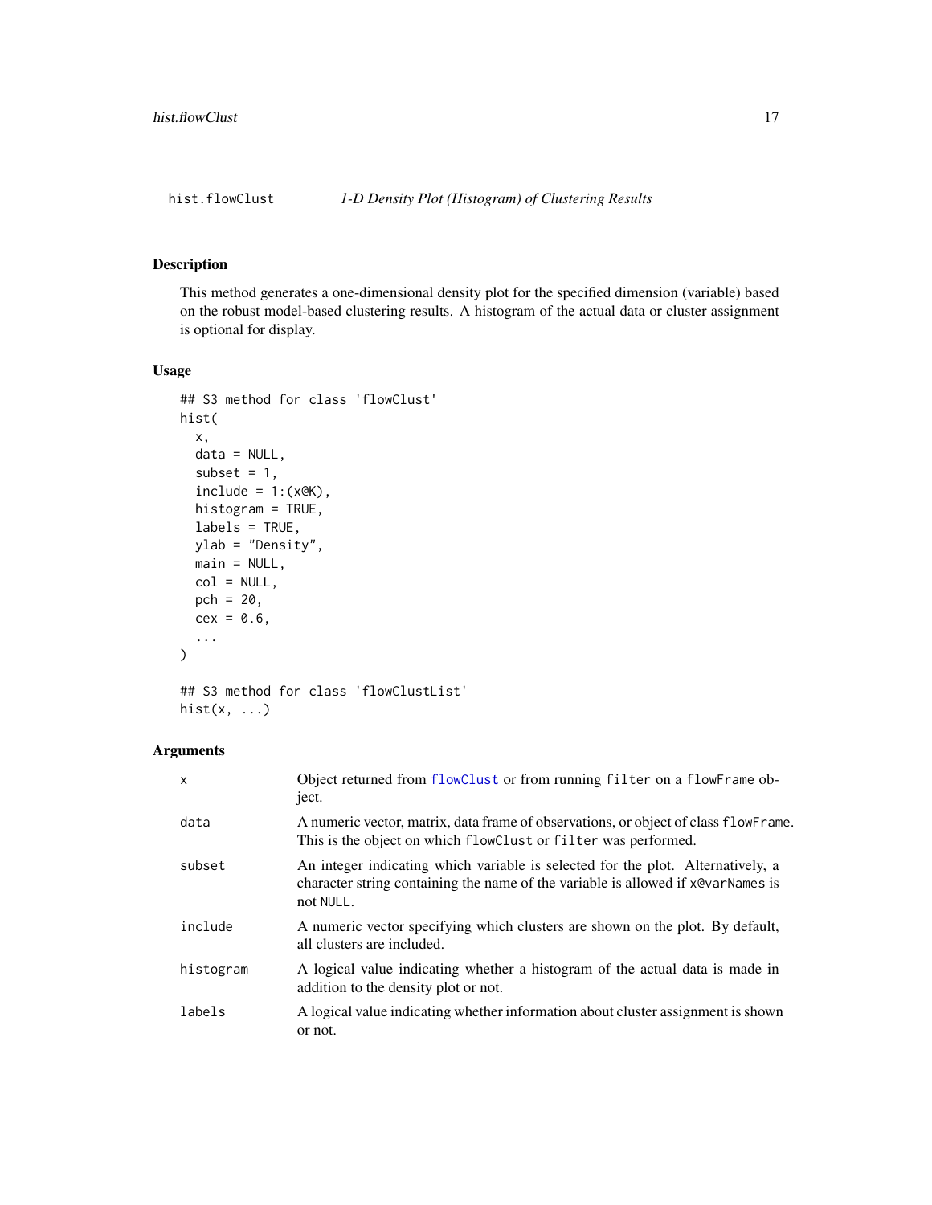# hist.flowClust *1-D Density Plot (Histogram) of Clustering Results*

## Description

This method generates a one-dimensional density plot for the specified dimension (variable) based on the robust model-based clustering results. A histogram of the actual data or cluster assignment is optional for display.

## Usage

```
## S3 method for class 'flowClust'
hist(
  x,
  data = NULL,
  subset = 1,
  include = 1:(x@K),
  histogram = TRUE,
  labels = TRUE,
  ylab = "Density",
  main = NULL,
  col = NULL,
  pch = 20,
  cex = 0.6,
  ...
)

## S3 method for class 'flowClustList'
hist(x, ...)
```

## Arguments

| | |
|---|---|
| `x` | Object returned from `flowClust` or from running `filter` on a `flowFrame` object. |
| `data` | A numeric vector, matrix, data frame of observations, or object of class `flowFrame`. This is the object on which `flowClust` or `filter` was performed. |
| `subset` | An integer indicating which variable is selected for the plot. Alternatively, a character string containing the name of the variable is allowed if `x@varNames` is not `NULL`. |
| `include` | A numeric vector specifying which clusters are shown on the plot. By default, all clusters are included. |
| `histogram` | A logical value indicating whether a histogram of the actual data is made in addition to the density plot or not. |
| `labels` | A logical value indicating whether information about cluster assignment is shown or not. |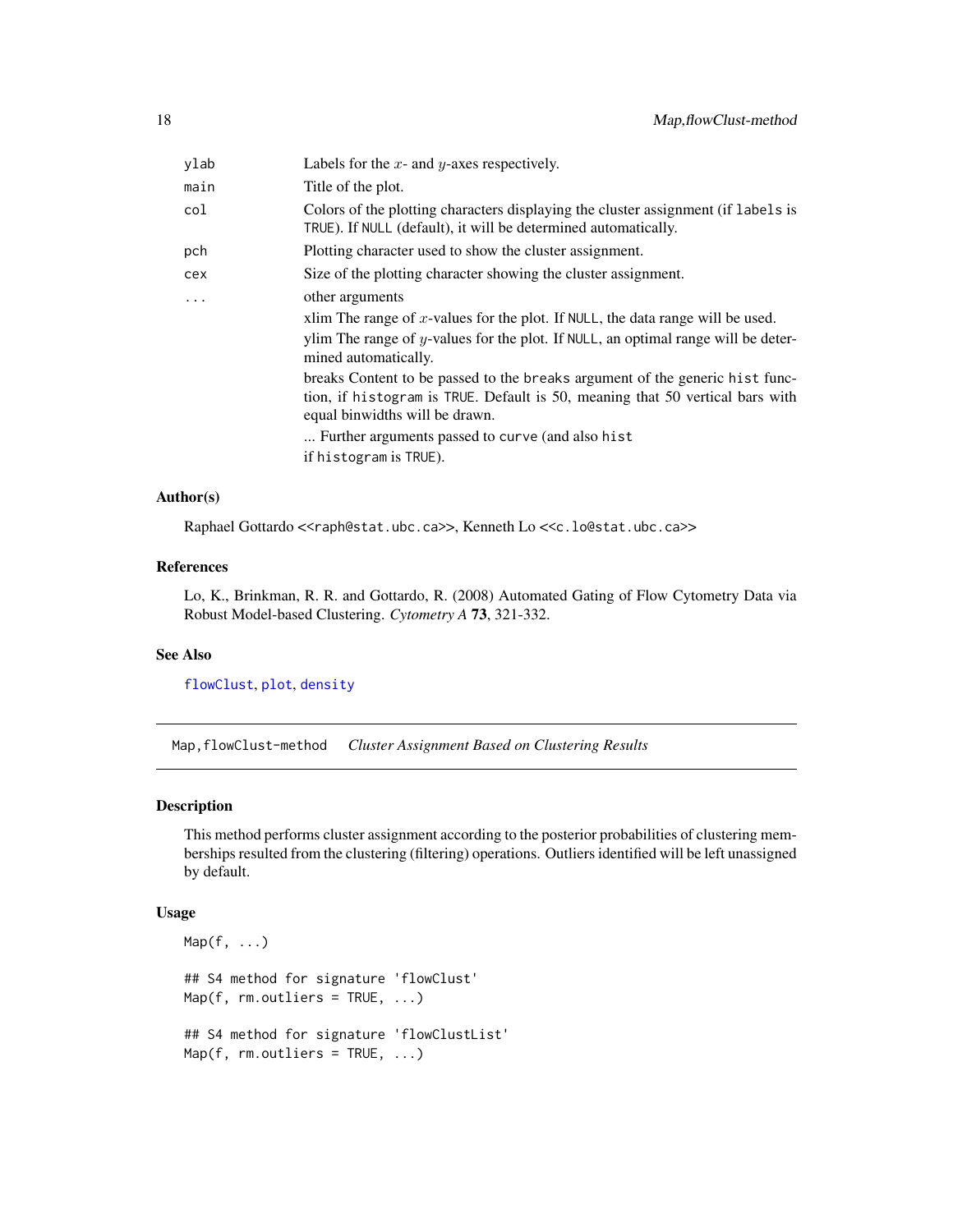| | |
|---|---|
| ylab | Labels for the $x$- and $y$-axes respectively. |
| main | Title of the plot. |
| col | Colors of the plotting characters displaying the cluster assignment (if labels is TRUE). If NULL (default), it will be determined automatically. |
| pch | Plotting character used to show the cluster assignment. |
| cex | Size of the plotting character showing the cluster assignment. |
| ... | other arguments<br>xlim The range of $x$-values for the plot. If NULL, the data range will be used.<br>ylim The range of $y$-values for the plot. If NULL, an optimal range will be determined automatically.<br>breaks Content to be passed to the breaks argument of the generic hist function, if histogram is TRUE. Default is 50, meaning that 50 vertical bars with equal binwidths will be drawn.<br>... Further arguments passed to curve (and also hist if histogram is TRUE). |

### Author(s)

Raphael Gottardo <<raph@stat.ubc.ca>>, Kenneth Lo <<c.lo@stat.ubc.ca>>

### References

Lo, K., Brinkman, R. R. and Gottardo, R. (2008) Automated Gating of Flow Cytometry Data via Robust Model-based Clustering. *Cytometry A* **73**, 321-332.

### See Also

flowClust, plot, density

---

## Map,flowClust-method *Cluster Assignment Based on Clustering Results*

---

### Description

This method performs cluster assignment according to the posterior probabilities of clustering memberships resulted from the clustering (filtering) operations. Outliers identified will be left unassigned by default.

### Usage

```
Map(f, ...)

## S4 method for signature 'flowClust'
Map(f, rm.outliers = TRUE, ...)

## S4 method for signature 'flowClustList'
Map(f, rm.outliers = TRUE, ...)
```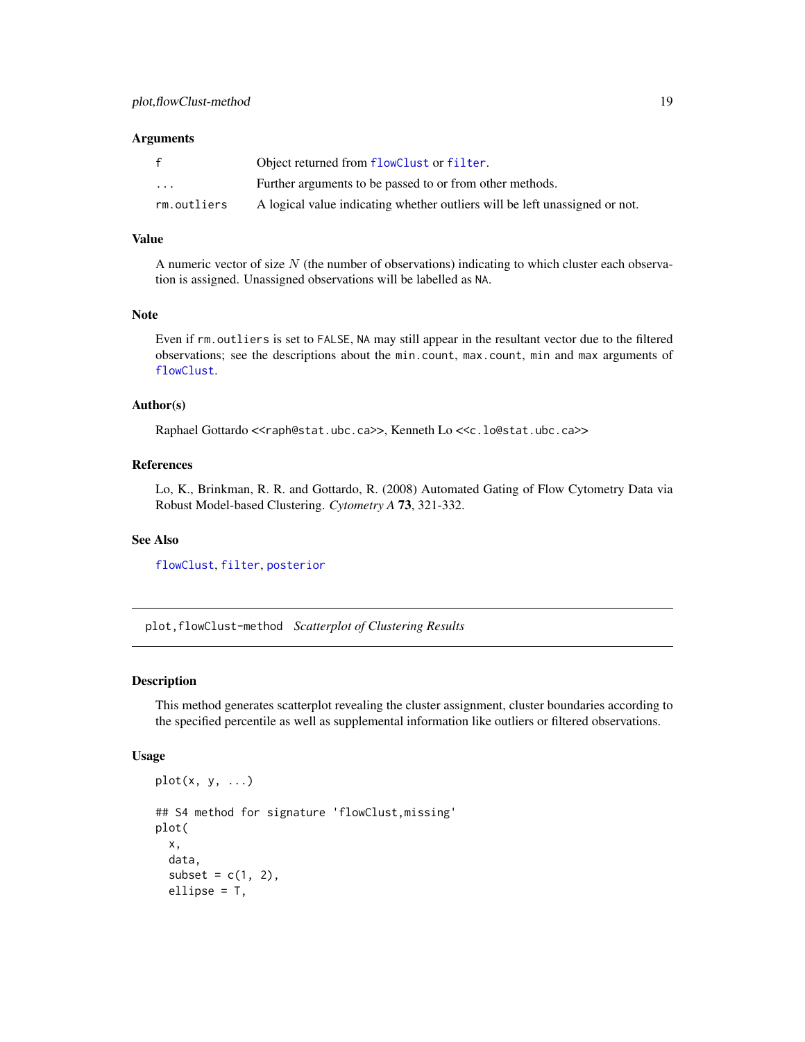### Arguments

| | |
|---|---|
| `f` | Object returned from `flowClust` or `filter`. |
| `...` | Further arguments to be passed to or from other methods. |
| `rm.outliers` | A logical value indicating whether outliers will be left unassigned or not. |

### Value

A numeric vector of size $N$ (the number of observations) indicating to which cluster each observation is assigned. Unassigned observations will be labelled as `NA`.

### Note

Even if `rm.outliers` is set to `FALSE`, `NA` may still appear in the resultant vector due to the filtered observations; see the descriptions about the `min.count`, `max.count`, `min` and `max` arguments of `flowClust`.

### Author(s)

Raphael Gottardo <<`raph@stat.ubc.ca`>>, Kenneth Lo <<`c.lo@stat.ubc.ca`>>

### References

Lo, K., Brinkman, R. R. and Gottardo, R. (2008) Automated Gating of Flow Cytometry Data via Robust Model-based Clustering. *Cytometry A* **73**, 321-332.

### See Also

`flowClust`, `filter`, `posterior`

---

## `plot,flowClust-method` *Scatterplot of Clustering Results*

### Description

This method generates scatterplot revealing the cluster assignment, cluster boundaries according to the specified percentile as well as supplemental information like outliers or filtered observations.

### Usage

```
plot(x, y, ...)

## S4 method for signature 'flowClust,missing'
plot(
  x,
  data,
  subset = c(1, 2),
  ellipse = T,
```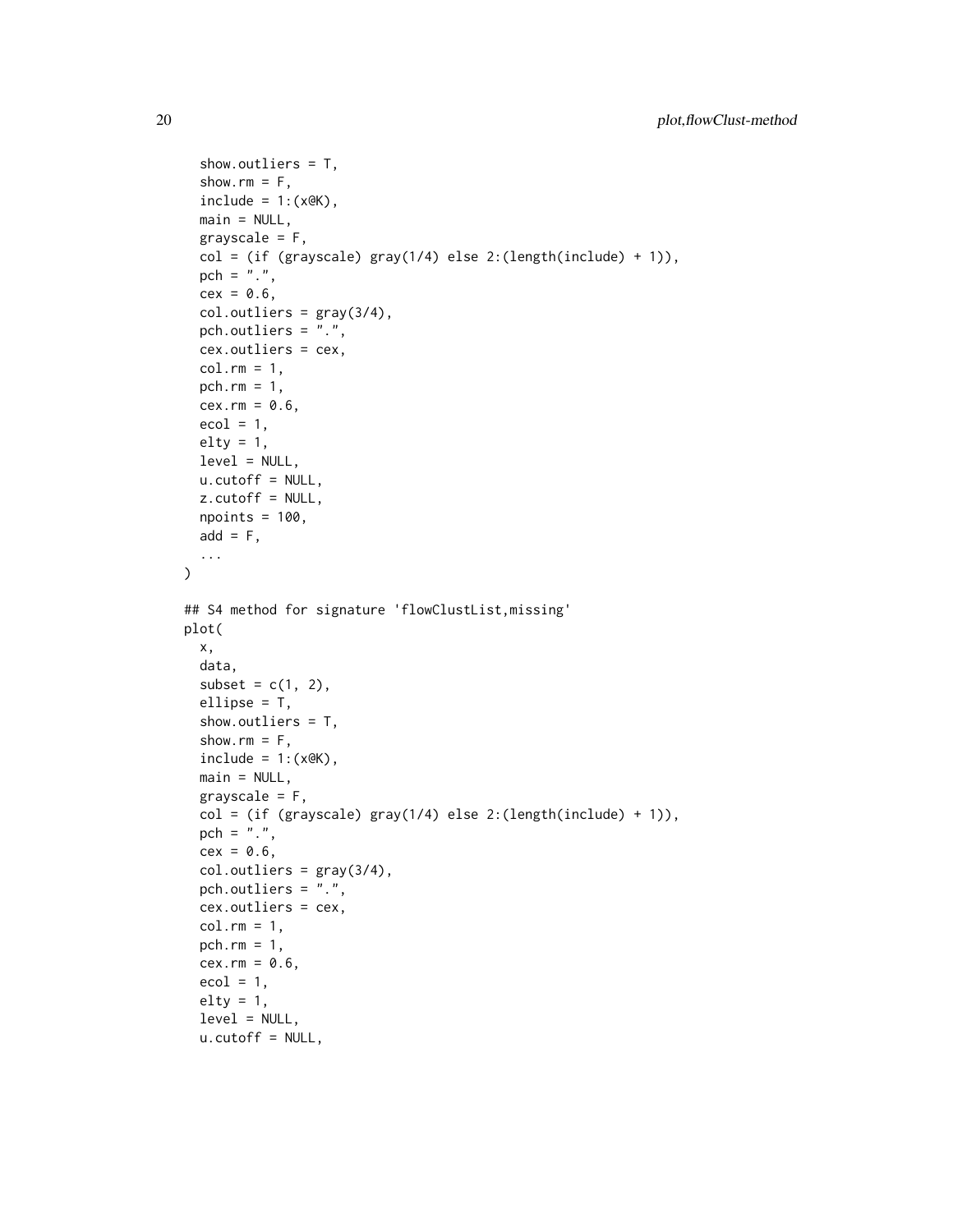```
  show.outliers = T,
  show.rm = F,
  include = 1:(x@K),
  main = NULL,
  grayscale = F,
  col = (if (grayscale) gray(1/4) else 2:(length(include) + 1)),
  pch = ".",
  cex = 0.6,
  col.outliers = gray(3/4),
  pch.outliers = ".",
  cex.outliers = cex,
  col.rm = 1,
  pch.rm = 1,
  cex.rm = 0.6,
  ecol = 1,
  elty = 1,
  level = NULL,
  u.cutoff = NULL,
  z.cutoff = NULL,
  npoints = 100,
  add = F,
  ...
)

## S4 method for signature 'flowClustList,missing'
plot(
  x,
  data,
  subset = c(1, 2),
  ellipse = T,
  show.outliers = T,
  show.rm = F,
  include = 1:(x@K),
  main = NULL,
  grayscale = F,
  col = (if (grayscale) gray(1/4) else 2:(length(include) + 1)),
  pch = ".",
  cex = 0.6,
  col.outliers = gray(3/4),
  pch.outliers = ".",
  cex.outliers = cex,
  col.rm = 1,
  pch.rm = 1,
  cex.rm = 0.6,
  ecol = 1,
  elty = 1,
  level = NULL,
  u.cutoff = NULL,
```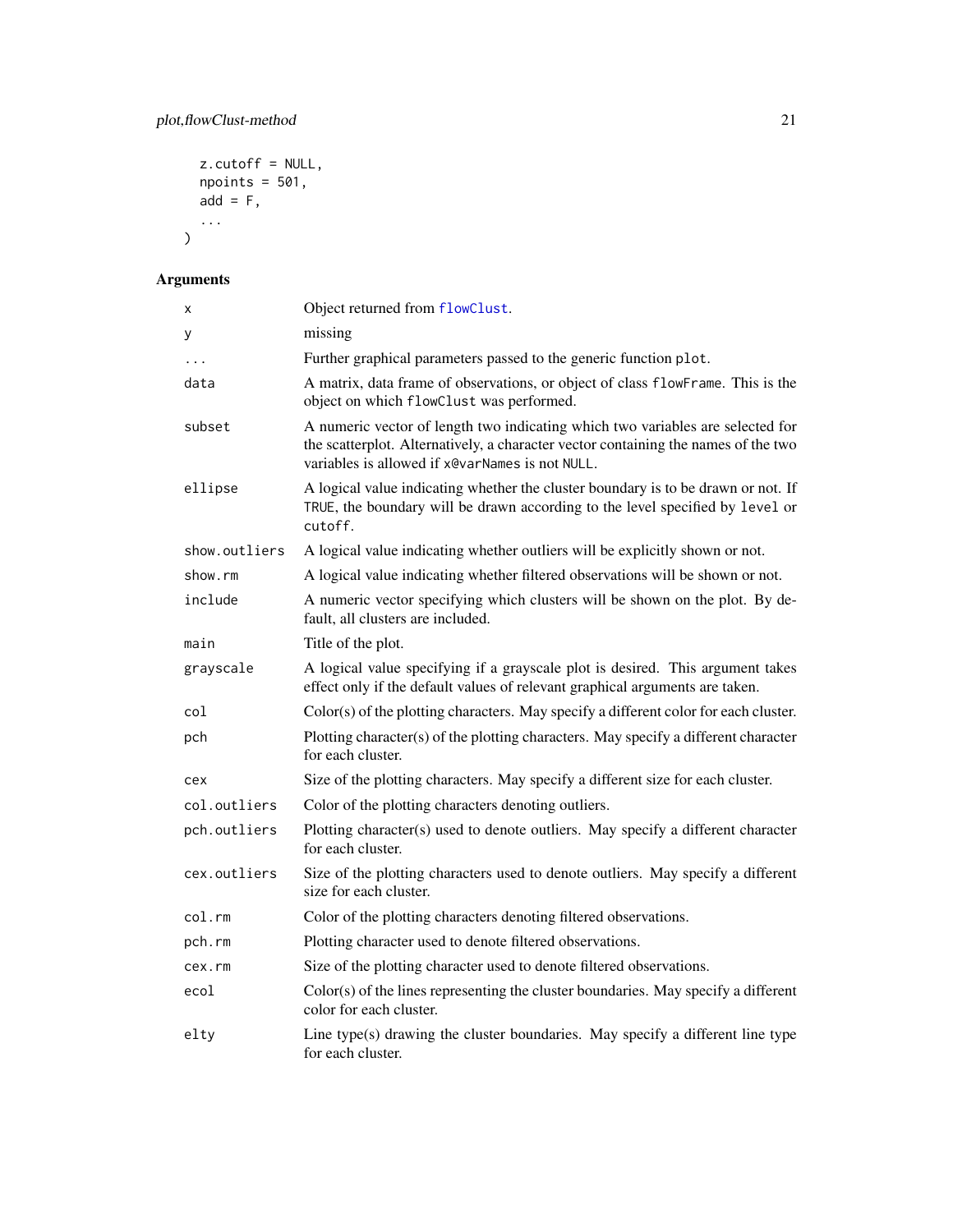```
  z.cutoff = NULL,
  npoints = 501,
  add = F,
  ...
)
```

## Arguments

| | |
|---|---|
| x | Object returned from `flowClust`. |
| y | missing |
| ... | Further graphical parameters passed to the generic function `plot`. |
| data | A matrix, data frame of observations, or object of class `flowFrame`. This is the object on which `flowClust` was performed. |
| subset | A numeric vector of length two indicating which two variables are selected for the scatterplot. Alternatively, a character vector containing the names of the two variables is allowed if `x@varNames` is not `NULL`. |
| ellipse | A logical value indicating whether the cluster boundary is to be drawn or not. If `TRUE`, the boundary will be drawn according to the level specified by `level` or `cutoff`. |
| show.outliers | A logical value indicating whether outliers will be explicitly shown or not. |
| show.rm | A logical value indicating whether filtered observations will be shown or not. |
| include | A numeric vector specifying which clusters will be shown on the plot. By default, all clusters are included. |
| main | Title of the plot. |
| grayscale | A logical value specifying if a grayscale plot is desired. This argument takes effect only if the default values of relevant graphical arguments are taken. |
| col | Color(s) of the plotting characters. May specify a different color for each cluster. |
| pch | Plotting character(s) of the plotting characters. May specify a different character for each cluster. |
| cex | Size of the plotting characters. May specify a different size for each cluster. |
| col.outliers | Color of the plotting characters denoting outliers. |
| pch.outliers | Plotting character(s) used to denote outliers. May specify a different character for each cluster. |
| cex.outliers | Size of the plotting characters used to denote outliers. May specify a different size for each cluster. |
| col.rm | Color of the plotting characters denoting filtered observations. |
| pch.rm | Plotting character used to denote filtered observations. |
| cex.rm | Size of the plotting character used to denote filtered observations. |
| ecol | Color(s) of the lines representing the cluster boundaries. May specify a different color for each cluster. |
| elty | Line type(s) drawing the cluster boundaries. May specify a different line type for each cluster. |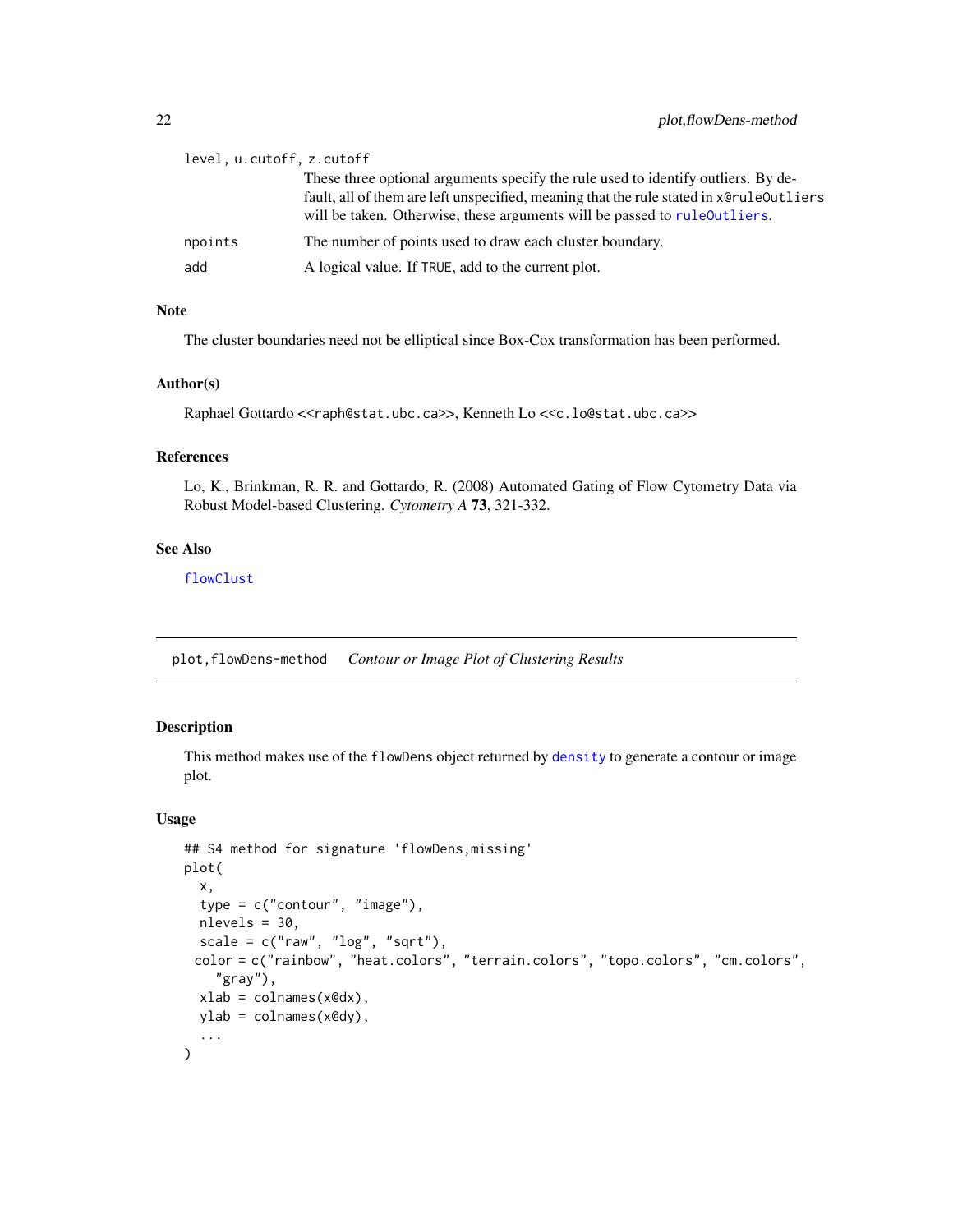| | |
|---|---|
| level, u.cutoff, z.cutoff | These three optional arguments specify the rule used to identify outliers. By default, all of them are left unspecified, meaning that the rule stated in x@ruleOutliers will be taken. Otherwise, these arguments will be passed to ruleOutliers. |
| npoints | The number of points used to draw each cluster boundary. |
| add | A logical value. If TRUE, add to the current plot. |

### Note

The cluster boundaries need not be elliptical since Box-Cox transformation has been performed.

### Author(s)

Raphael Gottardo <<raph@stat.ubc.ca>>, Kenneth Lo <<c.lo@stat.ubc.ca>>

### References

Lo, K., Brinkman, R. R. and Gottardo, R. (2008) Automated Gating of Flow Cytometry Data via Robust Model-based Clustering. *Cytometry A* **73**, 321-332.

### See Also

flowClust

---

## plot,flowDens-method — *Contour or Image Plot of Clustering Results*

---

### Description

This method makes use of the flowDens object returned by density to generate a contour or image plot.

### Usage

```
## S4 method for signature 'flowDens,missing'
plot(
  x,
  type = c("contour", "image"),
  nlevels = 30,
  scale = c("raw", "log", "sqrt"),
 color = c("rainbow", "heat.colors", "terrain.colors", "topo.colors", "cm.colors",
    "gray"),
  xlab = colnames(x@dx),
  ylab = colnames(x@dy),
  ...
)
```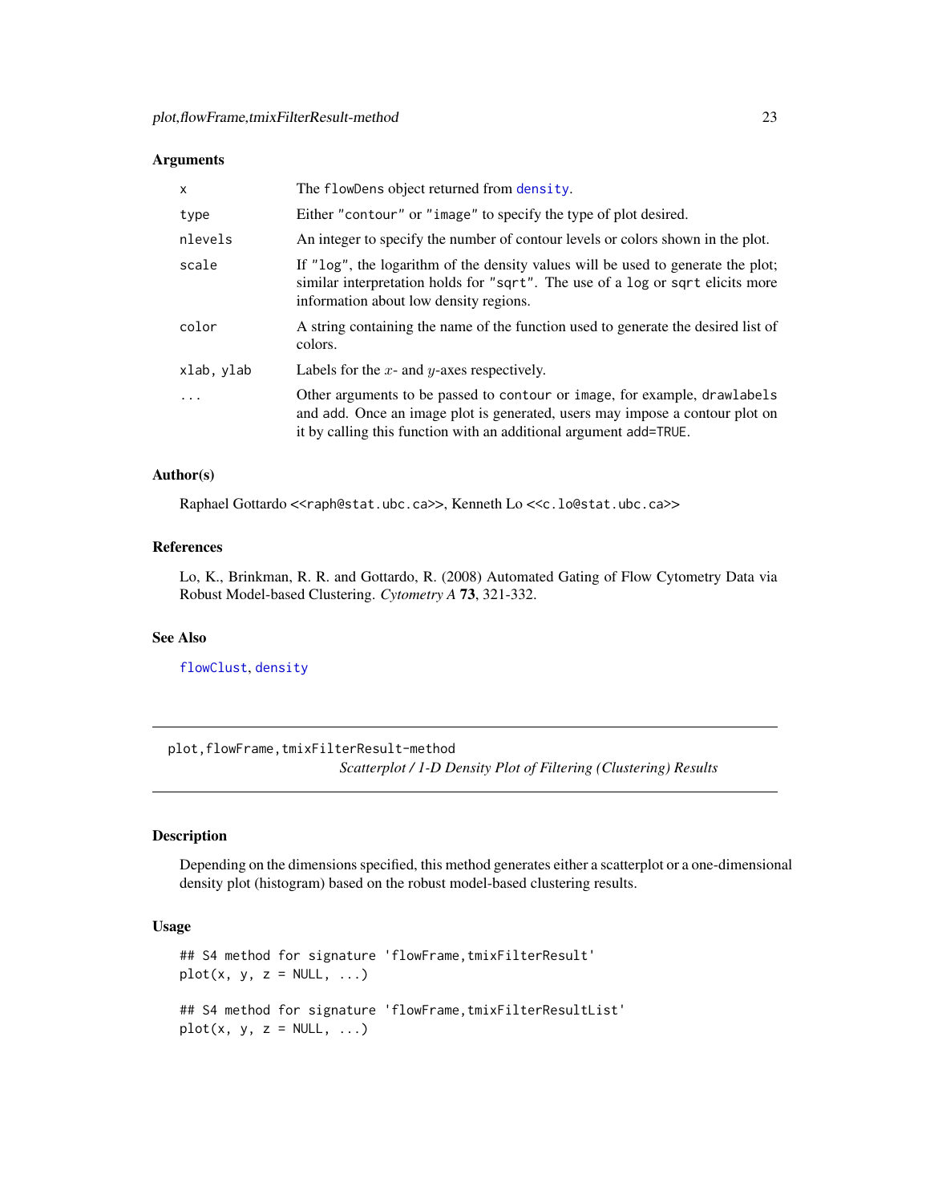### Arguments

| | |
|---|---|
| `x` | The `flowDens` object returned from `density`. |
| `type` | Either `"contour"` or `"image"` to specify the type of plot desired. |
| `nlevels` | An integer to specify the number of contour levels or colors shown in the plot. |
| `scale` | If `"log"`, the logarithm of the density values will be used to generate the plot; similar interpretation holds for `"sqrt"`. The use of a `log` or `sqrt` elicits more information about low density regions. |
| `color` | A string containing the name of the function used to generate the desired list of colors. |
| `xlab, ylab` | Labels for the $x$- and $y$-axes respectively. |
| `...` | Other arguments to be passed to `contour` or `image`, for example, `drawlabels` and `add`. Once an image plot is generated, users may impose a contour plot on it by calling this function with an additional argument `add=TRUE`. |

### Author(s)

Raphael Gottardo <<`raph@stat.ubc.ca`>>, Kenneth Lo <<`c.lo@stat.ubc.ca`>>

### References

Lo, K., Brinkman, R. R. and Gottardo, R. (2008) Automated Gating of Flow Cytometry Data via Robust Model-based Clustering. *Cytometry A* **73**, 321-332.

### See Also

`flowClust`, `density`

---

## plot,flowFrame,tmixFilterResult-method

*Scatterplot / 1-D Density Plot of Filtering (Clustering) Results*

---

### Description

Depending on the dimensions specified, this method generates either a scatterplot or a one-dimensional density plot (histogram) based on the robust model-based clustering results.

### Usage

```
## S4 method for signature 'flowFrame,tmixFilterResult'
plot(x, y, z = NULL, ...)

## S4 method for signature 'flowFrame,tmixFilterResultList'
plot(x, y, z = NULL, ...)
```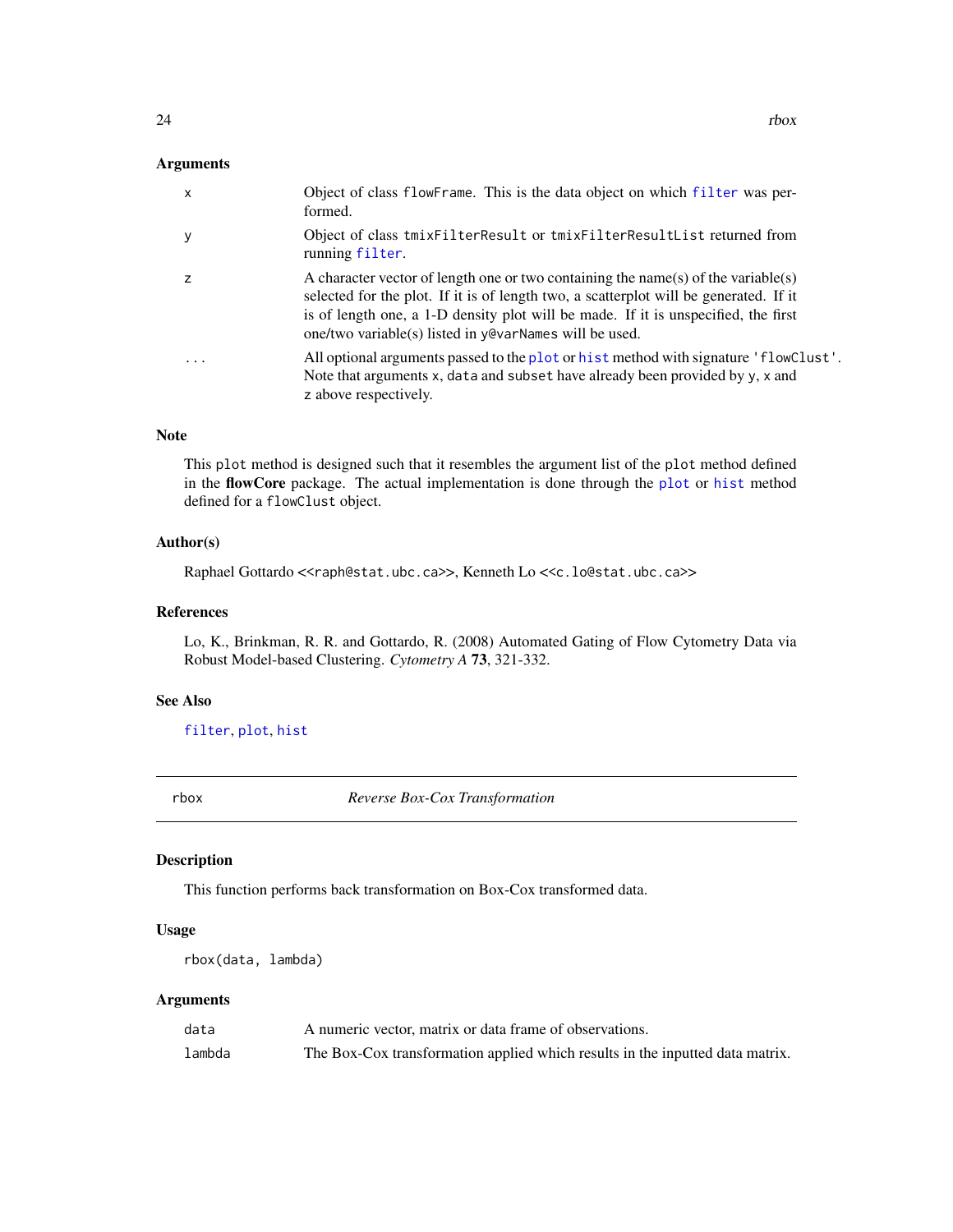### Arguments

| | |
|---|---|
| `x` | Object of class `flowFrame`. This is the data object on which `filter` was performed. |
| `y` | Object of class `tmixFilterResult` or `tmixFilterResultList` returned from running `filter`. |
| `z` | A character vector of length one or two containing the name(s) of the variable(s) selected for the plot. If it is of length two, a scatterplot will be generated. If it is of length one, a 1-D density plot will be made. If it is unspecified, the first one/two variable(s) listed in `y@varNames` will be used. |
| `...` | All optional arguments passed to the `plot` or `hist` method with signature `'flowClust'`. Note that arguments `x`, `data` and `subset` have already been provided by `y`, `x` and `z` above respectively. |

### Note

This `plot` method is designed such that it resembles the argument list of the `plot` method defined in the **flowCore** package. The actual implementation is done through the `plot` or `hist` method defined for a `flowClust` object.

### Author(s)

Raphael Gottardo <<raph@stat.ubc.ca>>, Kenneth Lo <<c.lo@stat.ubc.ca>>

### References

Lo, K., Brinkman, R. R. and Gottardo, R. (2008) Automated Gating of Flow Cytometry Data via Robust Model-based Clustering. *Cytometry A* **73**, 321-332.

### See Also

`filter`, `plot`, `hist`

---

## rbox — *Reverse Box-Cox Transformation*

---

### Description

This function performs back transformation on Box-Cox transformed data.

### Usage

```
rbox(data, lambda)
```

### Arguments

| | |
|---|---|
| `data` | A numeric vector, matrix or data frame of observations. |
| `lambda` | The Box-Cox transformation applied which results in the inputted data matrix. |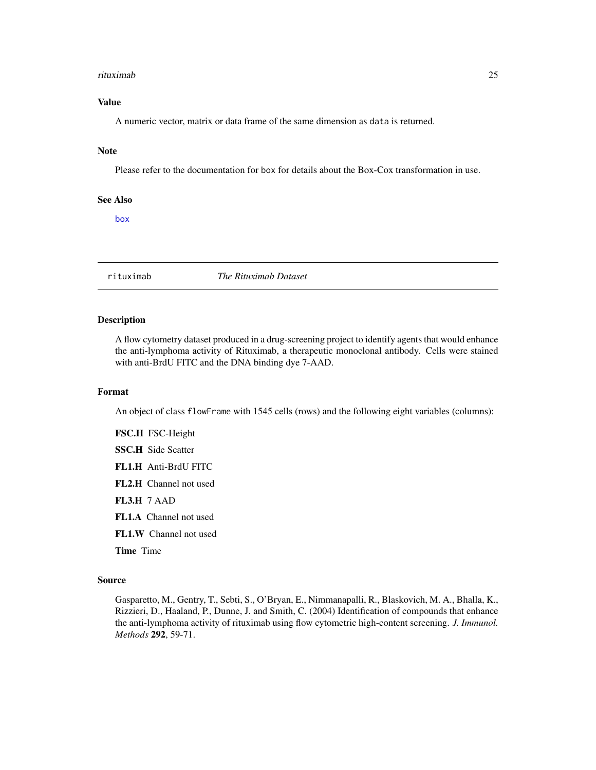## Value

A numeric vector, matrix or data frame of the same dimension as `data` is returned.

## Note

Please refer to the documentation for `box` for details about the Box-Cox transformation in use.

## See Also

`box`

---

# rituximab *The Rituximab Dataset*

---

## Description

A flow cytometry dataset produced in a drug-screening project to identify agents that would enhance the anti-lymphoma activity of Rituximab, a therapeutic monoclonal antibody. Cells were stained with anti-BrdU FITC and the DNA binding dye 7-AAD.

## Format

An object of class `flowFrame` with 1545 cells (rows) and the following eight variables (columns):

**FSC.H** FSC-Height

**SSC.H** Side Scatter

**FL1.H** Anti-BrdU FITC

**FL2.H** Channel not used

**FL3.H** 7 AAD

**FL1.A** Channel not used

**FL1.W** Channel not used

**Time** Time

## Source

Gasparetto, M., Gentry, T., Sebti, S., O'Bryan, E., Nimmanapalli, R., Blaskovich, M. A., Bhalla, K., Rizzieri, D., Haaland, P., Dunne, J. and Smith, C. (2004) Identification of compounds that enhance the anti-lymphoma activity of rituximab using flow cytometric high-content screening. *J. Immunol. Methods* **292**, 59-71.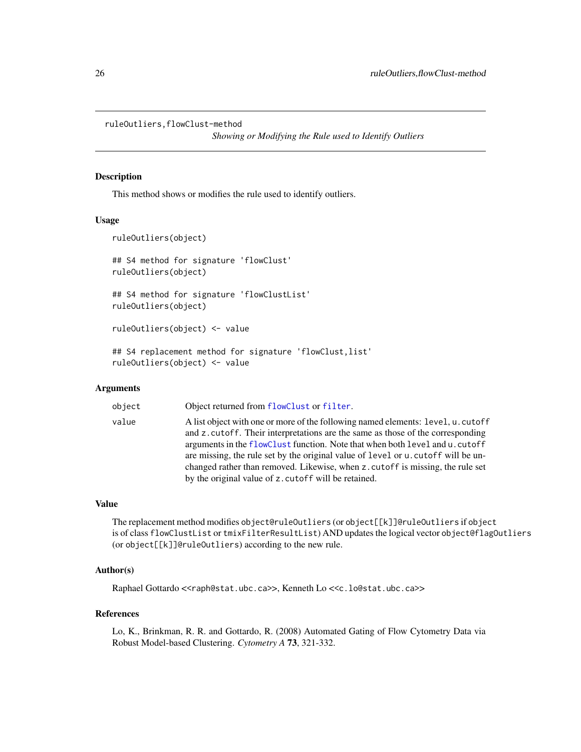ruleOutliers,flowClust-method

*Showing or Modifying the Rule used to Identify Outliers*

## Description

This method shows or modifies the rule used to identify outliers.

## Usage

```
ruleOutliers(object)

## S4 method for signature 'flowClust'
ruleOutliers(object)

## S4 method for signature 'flowClustList'
ruleOutliers(object)

ruleOutliers(object) <- value

## S4 replacement method for signature 'flowClust,list'
ruleOutliers(object) <- value
```

## Arguments

| | |
|---|---|
| `object` | Object returned from `flowClust` or `filter`. |
| `value` | A list object with one or more of the following named elements: `level`, `u.cutoff` and `z.cutoff`. Their interpretations are the same as those of the corresponding arguments in the `flowClust` function. Note that when both `level` and `u.cutoff` are missing, the rule set by the original value of `level` or `u.cutoff` will be unchanged rather than removed. Likewise, when `z.cutoff` is missing, the rule set by the original value of `z.cutoff` will be retained. |

## Value

The replacement method modifies `object@ruleOutliers` (or `object[[k]]@ruleOutliers` if `object` is of class `flowClustList` or `tmixFilterResultList`) AND updates the logical vector `object@flagOutliers` (or `object[[k]]@ruleOutliers`) according to the new rule.

## Author(s)

Raphael Gottardo <<`raph@stat.ubc.ca`>>, Kenneth Lo <<`c.lo@stat.ubc.ca`>>

## References

Lo, K., Brinkman, R. R. and Gottardo, R. (2008) Automated Gating of Flow Cytometry Data via Robust Model-based Clustering. *Cytometry A* **73**, 321-332.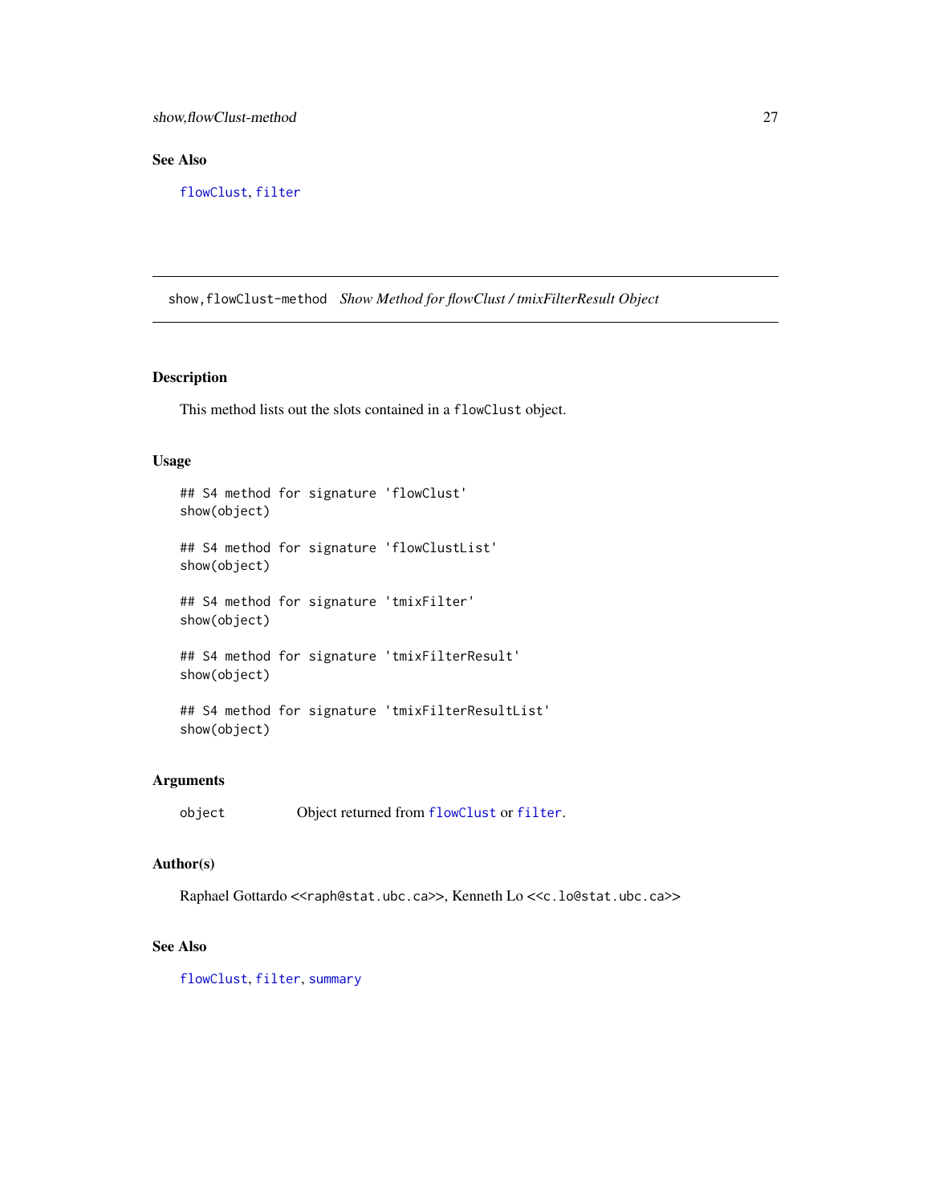## See Also

flowClust, filter

---

show,flowClust-method    *Show Method for flowClust / tmixFilterResult Object*

---

## Description

This method lists out the slots contained in a `flowClust` object.

## Usage

```
## S4 method for signature 'flowClust'
show(object)

## S4 method for signature 'flowClustList'
show(object)

## S4 method for signature 'tmixFilter'
show(object)

## S4 method for signature 'tmixFilterResult'
show(object)

## S4 method for signature 'tmixFilterResultList'
show(object)
```

## Arguments

| | |
|---|---|
| object | Object returned from flowClust or filter. |

## Author(s)

Raphael Gottardo <<raph@stat.ubc.ca>>, Kenneth Lo <<c.lo@stat.ubc.ca>>

## See Also

flowClust, filter, summary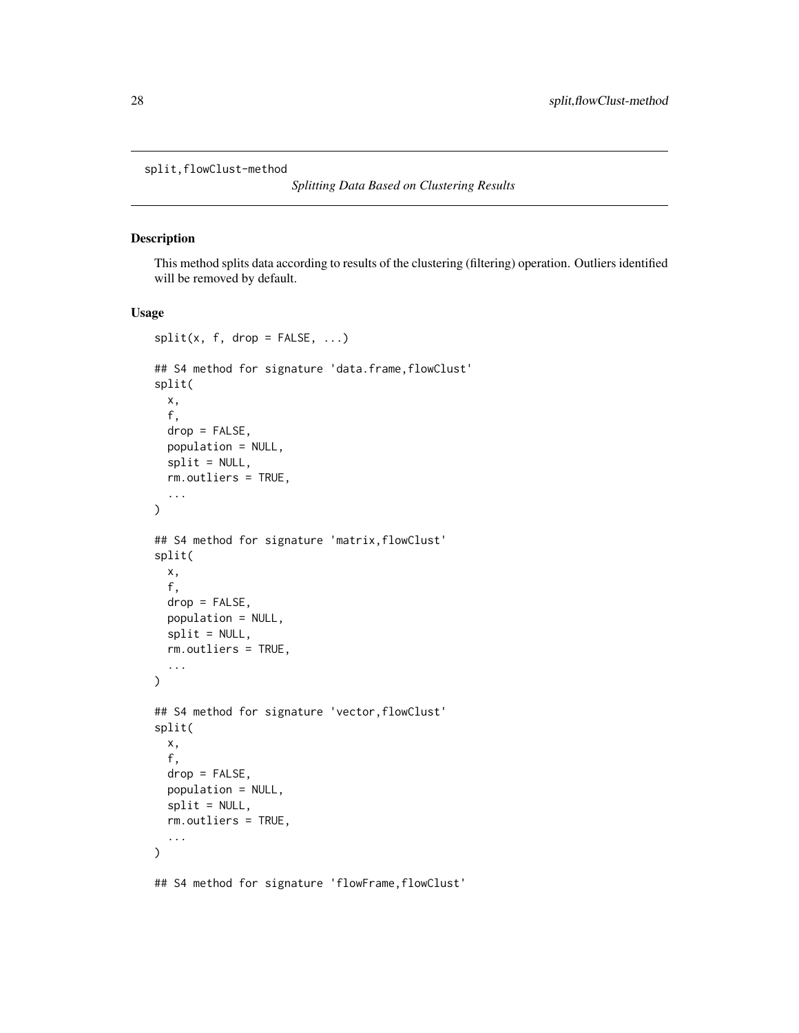split,flowClust-method

*Splitting Data Based on Clustering Results*

## Description

This method splits data according to results of the clustering (filtering) operation. Outliers identified will be removed by default.

## Usage

```
split(x, f, drop = FALSE, ...)

## S4 method for signature 'data.frame,flowClust'
split(
  x,
  f,
  drop = FALSE,
  population = NULL,
  split = NULL,
  rm.outliers = TRUE,
  ...
)

## S4 method for signature 'matrix,flowClust'
split(
  x,
  f,
  drop = FALSE,
  population = NULL,
  split = NULL,
  rm.outliers = TRUE,
  ...
)

## S4 method for signature 'vector,flowClust'
split(
  x,
  f,
  drop = FALSE,
  population = NULL,
  split = NULL,
  rm.outliers = TRUE,
  ...
)

## S4 method for signature 'flowFrame,flowClust'
```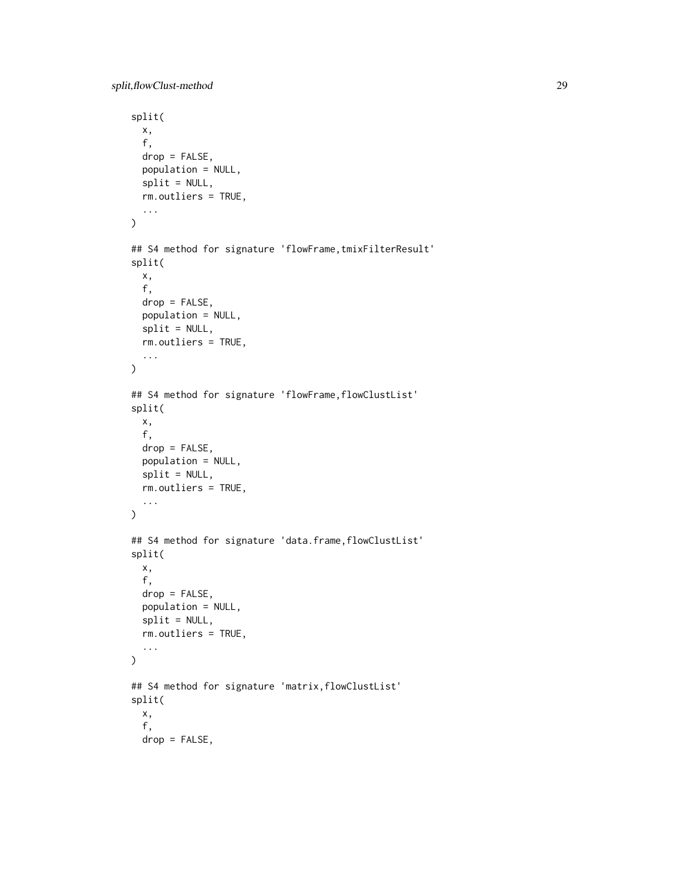```
split(
  x,
  f,
  drop = FALSE,
  population = NULL,
  split = NULL,
  rm.outliers = TRUE,
  ...
)

## S4 method for signature 'flowFrame,tmixFilterResult'
split(
  x,
  f,
  drop = FALSE,
  population = NULL,
  split = NULL,
  rm.outliers = TRUE,
  ...
)

## S4 method for signature 'flowFrame,flowClustList'
split(
  x,
  f,
  drop = FALSE,
  population = NULL,
  split = NULL,
  rm.outliers = TRUE,
  ...
)

## S4 method for signature 'data.frame,flowClustList'
split(
  x,
  f,
  drop = FALSE,
  population = NULL,
  split = NULL,
  rm.outliers = TRUE,
  ...
)

## S4 method for signature 'matrix,flowClustList'
split(
  x,
  f,
  drop = FALSE,
```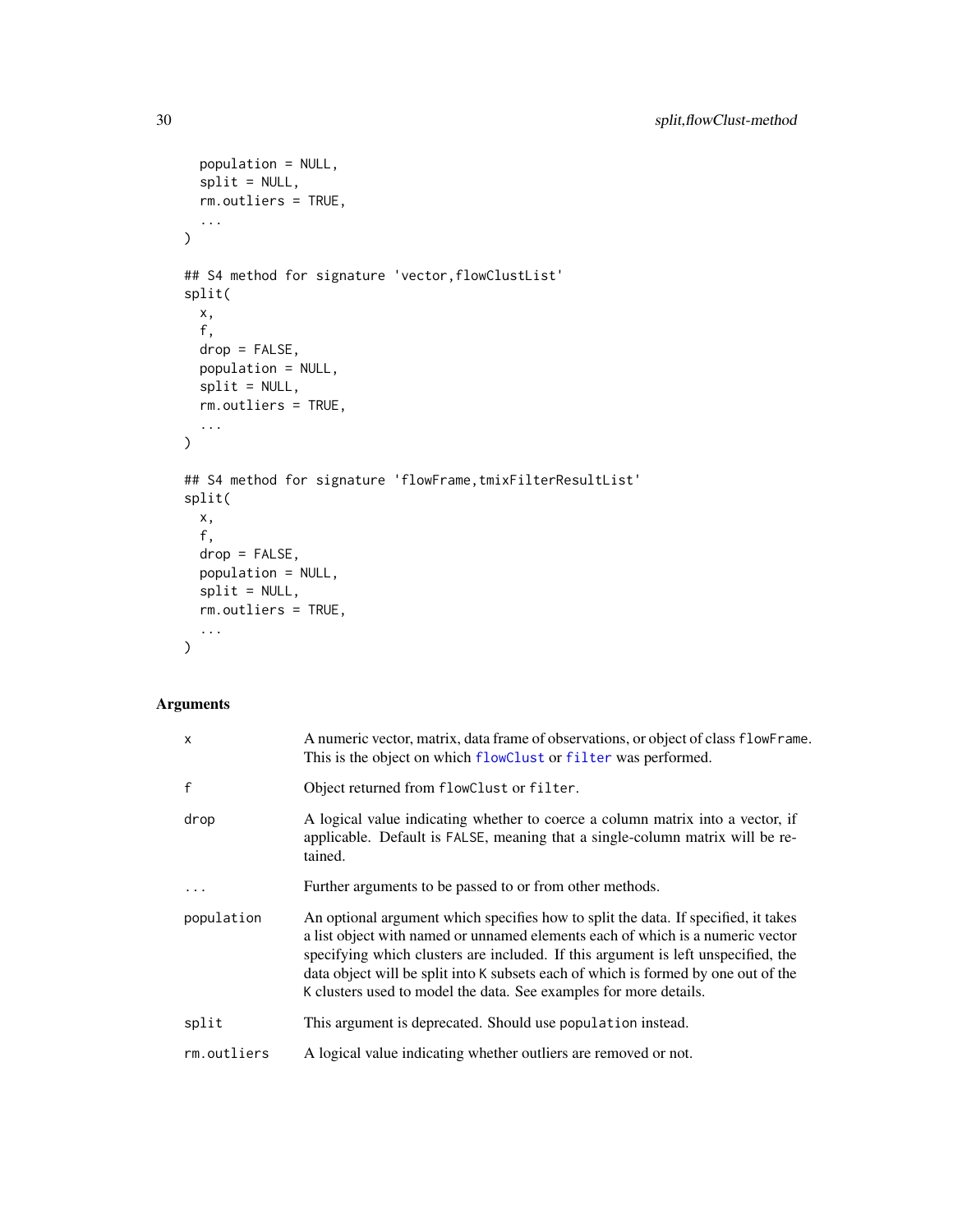```
  population = NULL,
  split = NULL,
  rm.outliers = TRUE,
  ...
)

## S4 method for signature 'vector,flowClustList'
split(
  x,
  f,
  drop = FALSE,
  population = NULL,
  split = NULL,
  rm.outliers = TRUE,
  ...
)

## S4 method for signature 'flowFrame,tmixFilterResultList'
split(
  x,
  f,
  drop = FALSE,
  population = NULL,
  split = NULL,
  rm.outliers = TRUE,
  ...
)
```

## Arguments

| | |
|---|---|
| x | A numeric vector, matrix, data frame of observations, or object of class `flowFrame`. This is the object on which `flowClust` or `filter` was performed. |
| f | Object returned from `flowClust` or `filter`. |
| drop | A logical value indicating whether to coerce a column matrix into a vector, if applicable. Default is `FALSE`, meaning that a single-column matrix will be retained. |
| ... | Further arguments to be passed to or from other methods. |
| population | An optional argument which specifies how to split the data. If specified, it takes a list object with named or unnamed elements each of which is a numeric vector specifying which clusters are included. If this argument is left unspecified, the data object will be split into `K` subsets each of which is formed by one out of the `K` clusters used to model the data. See examples for more details. |
| split | This argument is deprecated. Should use `population` instead. |
| rm.outliers | A logical value indicating whether outliers are removed or not. |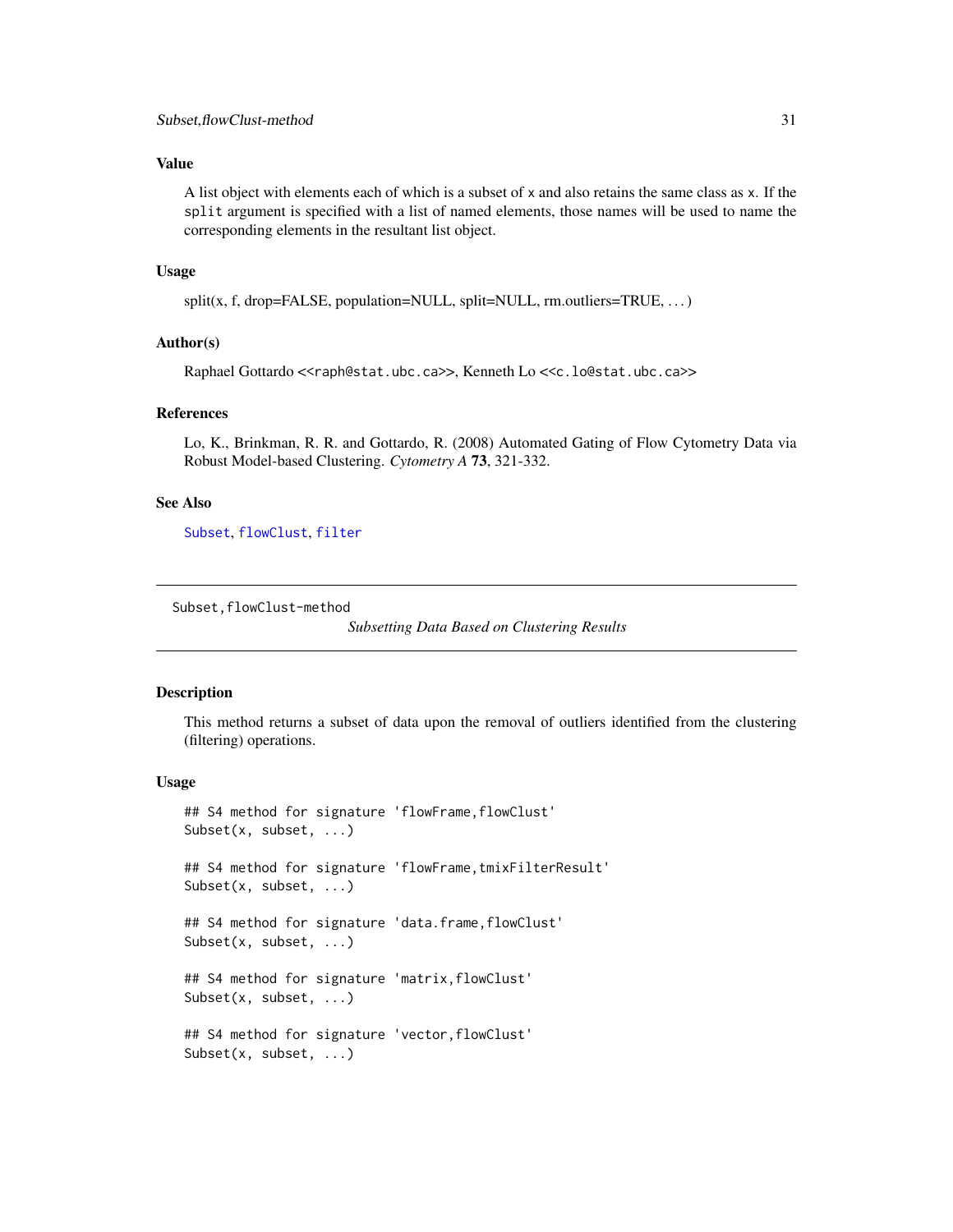### Value

A list object with elements each of which is a subset of x and also retains the same class as x. If the split argument is specified with a list of named elements, those names will be used to name the corresponding elements in the resultant list object.

### Usage

split(x, f, drop=FALSE, population=NULL, split=NULL, rm.outliers=TRUE, ...)

### Author(s)

Raphael Gottardo <<raph@stat.ubc.ca>>, Kenneth Lo <<c.lo@stat.ubc.ca>>

### References

Lo, K., Brinkman, R. R. and Gottardo, R. (2008) Automated Gating of Flow Cytometry Data via Robust Model-based Clustering. *Cytometry A* **73**, 321-332.

### See Also

Subset, flowClust, filter

---

## Subset,flowClust-method — *Subsetting Data Based on Clustering Results*

---

### Description

This method returns a subset of data upon the removal of outliers identified from the clustering (filtering) operations.

### Usage

```
## S4 method for signature 'flowFrame,flowClust'
Subset(x, subset, ...)

## S4 method for signature 'flowFrame,tmixFilterResult'
Subset(x, subset, ...)

## S4 method for signature 'data.frame,flowClust'
Subset(x, subset, ...)

## S4 method for signature 'matrix,flowClust'
Subset(x, subset, ...)

## S4 method for signature 'vector,flowClust'
Subset(x, subset, ...)
```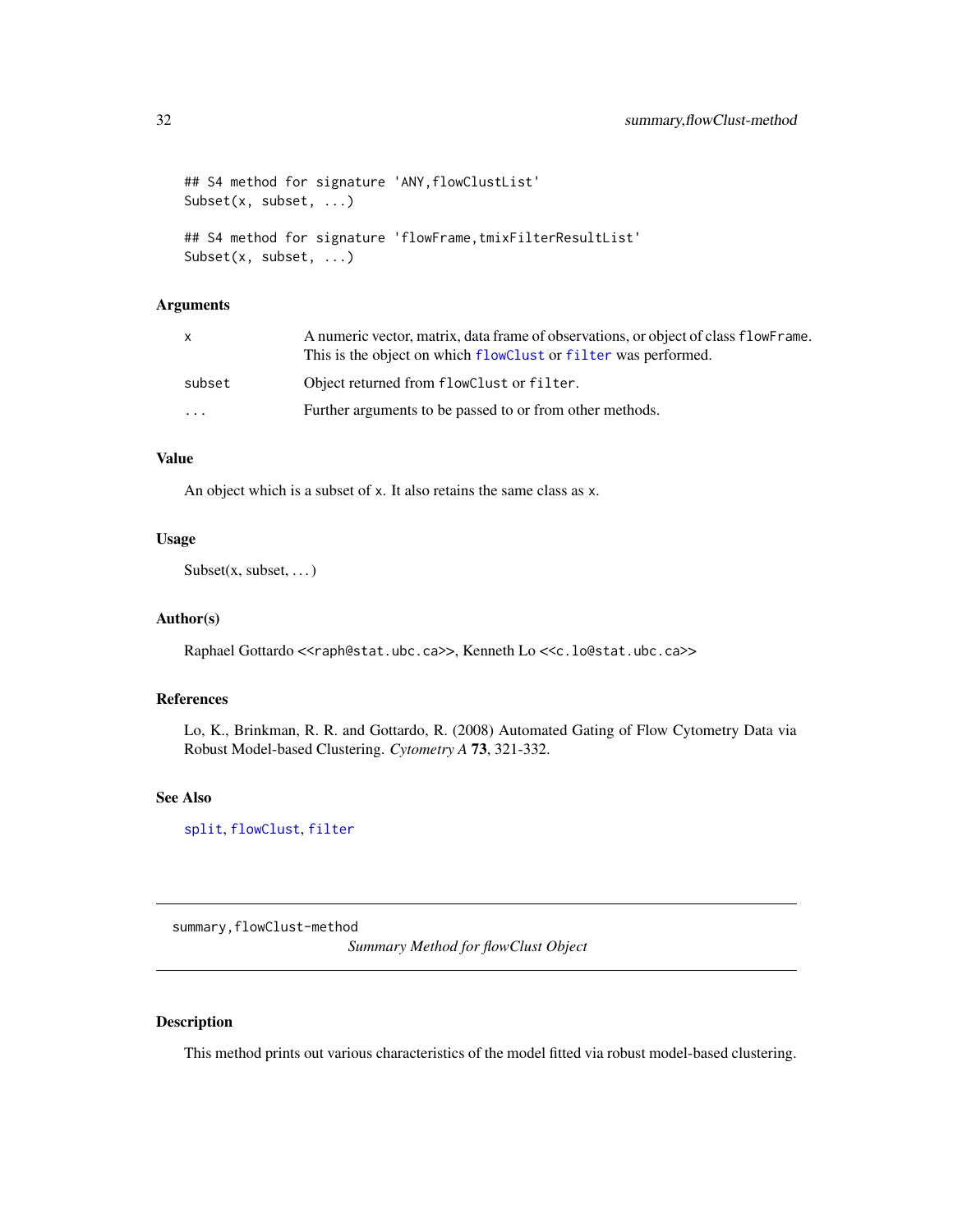```
## S4 method for signature 'ANY,flowClustList'
Subset(x, subset, ...)

## S4 method for signature 'flowFrame,tmixFilterResultList'
Subset(x, subset, ...)
```

### Arguments

| | |
|---|---|
| x | A numeric vector, matrix, data frame of observations, or object of class flowFrame. This is the object on which flowClust or filter was performed. |
| subset | Object returned from flowClust or filter. |
| ... | Further arguments to be passed to or from other methods. |

### Value

An object which is a subset of x. It also retains the same class as x.

### Usage

Subset(x, subset, ...)

### Author(s)

Raphael Gottardo <<raph@stat.ubc.ca>>, Kenneth Lo <<c.lo@stat.ubc.ca>>

### References

Lo, K., Brinkman, R. R. and Gottardo, R. (2008) Automated Gating of Flow Cytometry Data via Robust Model-based Clustering. *Cytometry A* **73**, 321-332.

### See Also

split, flowClust, filter

---

## summary,flowClust-method

*Summary Method for flowClust Object*

---

### Description

This method prints out various characteristics of the model fitted via robust model-based clustering.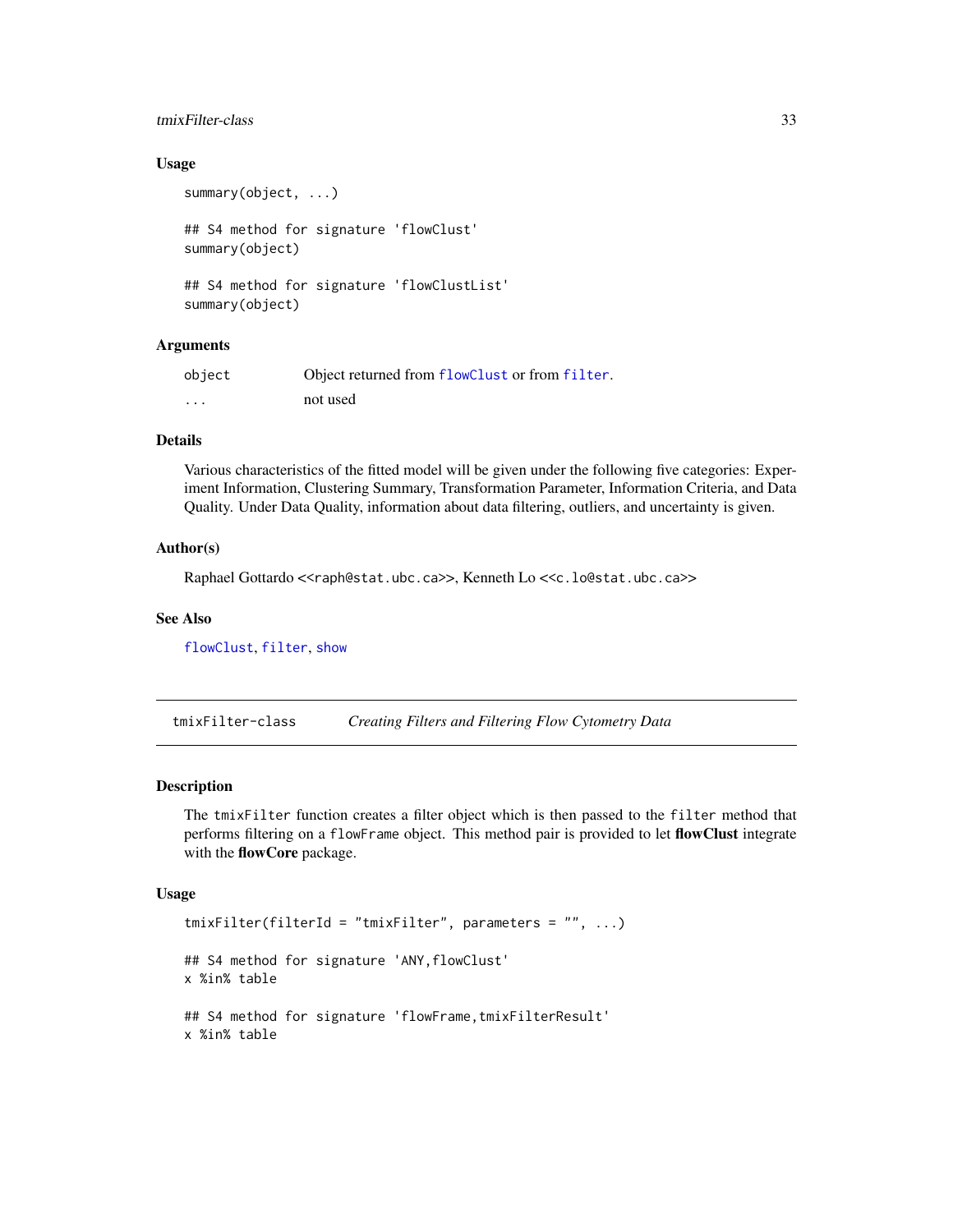### Usage

```
summary(object, ...)

## S4 method for signature 'flowClust'
summary(object)

## S4 method for signature 'flowClustList'
summary(object)
```

### Arguments

| | |
|---|---|
| `object` | Object returned from `flowClust` or from `filter`. |
| `...` | not used |

### Details

Various characteristics of the fitted model will be given under the following five categories: Experiment Information, Clustering Summary, Transformation Parameter, Information Criteria, and Data Quality. Under Data Quality, information about data filtering, outliers, and uncertainty is given.

### Author(s)

Raphael Gottardo <<raph@stat.ubc.ca>>, Kenneth Lo <<c.lo@stat.ubc.ca>>

### See Also

`flowClust`, `filter`, `show`

---

## tmixFilter-class — *Creating Filters and Filtering Flow Cytometry Data*

---

### Description

The `tmixFilter` function creates a filter object which is then passed to the `filter` method that performs filtering on a `flowFrame` object. This method pair is provided to let **flowClust** integrate with the **flowCore** package.

### Usage

```
tmixFilter(filterId = "tmixFilter", parameters = "", ...)

## S4 method for signature 'ANY,flowClust'
x %in% table

## S4 method for signature 'flowFrame,tmixFilterResult'
x %in% table
```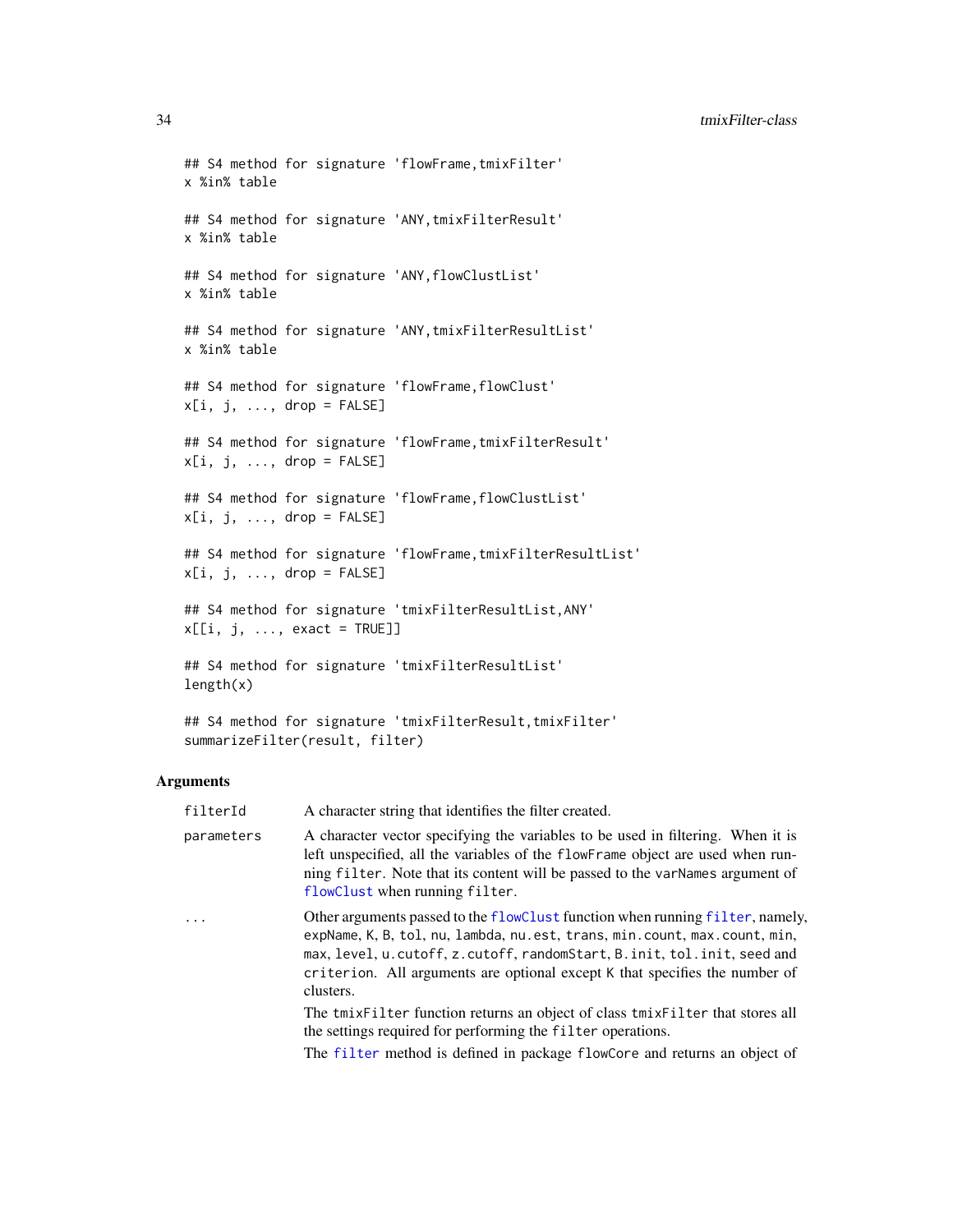```
## S4 method for signature 'flowFrame,tmixFilter'
x %in% table

## S4 method for signature 'ANY,tmixFilterResult'
x %in% table

## S4 method for signature 'ANY,flowClustList'
x %in% table

## S4 method for signature 'ANY,tmixFilterResultList'
x %in% table

## S4 method for signature 'flowFrame,flowClust'
x[i, j, ..., drop = FALSE]

## S4 method for signature 'flowFrame,tmixFilterResult'
x[i, j, ..., drop = FALSE]

## S4 method for signature 'flowFrame,flowClustList'
x[i, j, ..., drop = FALSE]

## S4 method for signature 'flowFrame,tmixFilterResultList'
x[i, j, ..., drop = FALSE]

## S4 method for signature 'tmixFilterResultList,ANY'
x[[i, j, ..., exact = TRUE]]

## S4 method for signature 'tmixFilterResultList'
length(x)

## S4 method for signature 'tmixFilterResult,tmixFilter'
summarizeFilter(result, filter)
```

## Arguments

- `filterId` A character string that identifies the filter created.
- `parameters` A character vector specifying the variables to be used in filtering. When it is left unspecified, all the variables of the `flowFrame` object are used when running `filter`. Note that its content will be passed to the `varNames` argument of `flowClust` when running `filter`.
- `...` Other arguments passed to the `flowClust` function when running `filter`, namely, `expName`, `K`, `B`, `tol`, `nu`, `lambda`, `nu.est`, `trans`, `min.count`, `max.count`, `min`, `max`, `level`, `u.cutoff`, `z.cutoff`, `randomStart`, `B.init`, `tol.init`, `seed` and `criterion`. All arguments are optional except `K` that specifies the number of clusters.

  The `tmixFilter` function returns an object of class `tmixFilter` that stores all the settings required for performing the `filter` operations.

  The `filter` method is defined in package `flowCore` and returns an object of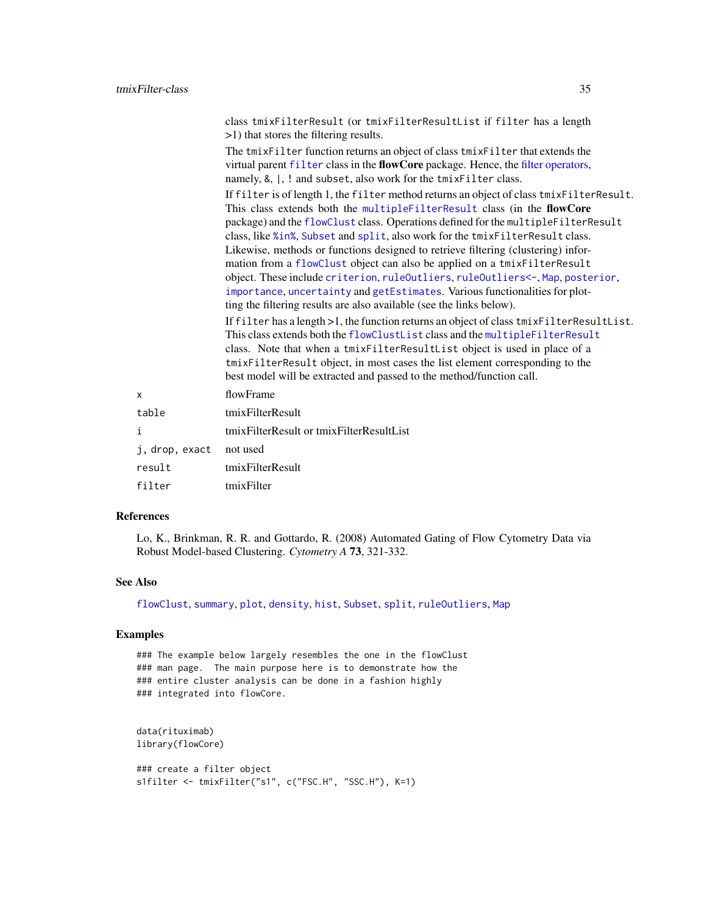class `tmixFilterResult` (or `tmixFilterResultList` if `filter` has a length >1) that stores the filtering results.

The `tmixFilter` function returns an object of class `tmixFilter` that extends the virtual parent `filter` class in the **flowCore** package. Hence, the filter operators, namely, `&`, `|`, `!` and `subset`, also work for the `tmixFilter` class.

If `filter` is of length 1, the `filter` method returns an object of class `tmixFilterResult`. This class extends both the `multipleFilterResult` class (in the **flowCore** package) and the `flowClust` class. Operations defined for the `multipleFilterResult` class, like `%in%`, `Subset` and `split`, also work for the `tmixFilterResult` class. Likewise, methods or functions designed to retrieve filtering (clustering) information from a `flowClust` object can also be applied on a `tmixFilterResult` object. These include `criterion`, `ruleOutliers`, `ruleOutliers<-`, `Map`, `posterior`, `importance`, `uncertainty` and `getEstimates`. Various functionalities for plotting the filtering results are also available (see the links below).

If `filter` has a length >1, the function returns an object of class `tmixFilterResultList`. This class extends both the `flowClustList` class and the `multipleFilterResult` class. Note that when a `tmixFilterResultList` object is used in place of a `tmixFilterResult` object, in most cases the list element corresponding to the best model will be extracted and passed to the method/function call.

| | |
|---|---|
| `x` | flowFrame |
| `table` | tmixFilterResult |
| `i` | tmixFilterResult or tmixFilterResultList |
| `j, drop, exact` | not used |
| `result` | tmixFilterResult |
| `filter` | tmixFilter |

## References

Lo, K., Brinkman, R. R. and Gottardo, R. (2008) Automated Gating of Flow Cytometry Data via Robust Model-based Clustering. *Cytometry A* **73**, 321-332.

## See Also

`flowClust`, `summary`, `plot`, `density`, `hist`, `Subset`, `split`, `ruleOutliers`, `Map`

## Examples

```
### The example below largely resembles the one in the flowClust
### man page.  The main purpose here is to demonstrate how the
### entire cluster analysis can be done in a fashion highly
### integrated into flowCore.


data(rituximab)
library(flowCore)

### create a filter object
s1filter <- tmixFilter("s1", c("FSC.H", "SSC.H"), K=1)
```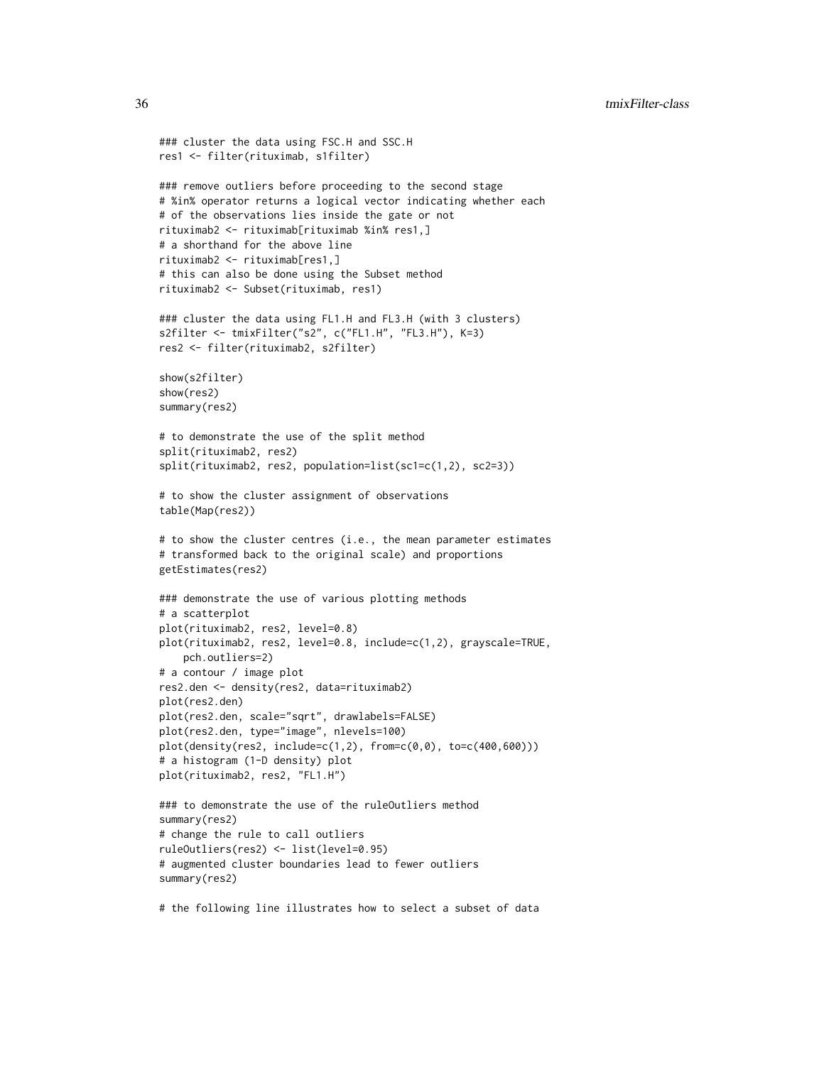```
### cluster the data using FSC.H and SSC.H
res1 <- filter(rituximab, s1filter)

### remove outliers before proceeding to the second stage
# %in% operator returns a logical vector indicating whether each
# of the observations lies inside the gate or not
rituximab2 <- rituximab[rituximab %in% res1,]
# a shorthand for the above line
rituximab2 <- rituximab[res1,]
# this can also be done using the Subset method
rituximab2 <- Subset(rituximab, res1)

### cluster the data using FL1.H and FL3.H (with 3 clusters)
s2filter <- tmixFilter("s2", c("FL1.H", "FL3.H"), K=3)
res2 <- filter(rituximab2, s2filter)

show(s2filter)
show(res2)
summary(res2)

# to demonstrate the use of the split method
split(rituximab2, res2)
split(rituximab2, res2, population=list(sc1=c(1,2), sc2=3))

# to show the cluster assignment of observations
table(Map(res2))

# to show the cluster centres (i.e., the mean parameter estimates
# transformed back to the original scale) and proportions
getEstimates(res2)

### demonstrate the use of various plotting methods
# a scatterplot
plot(rituximab2, res2, level=0.8)
plot(rituximab2, res2, level=0.8, include=c(1,2), grayscale=TRUE,
    pch.outliers=2)
# a contour / image plot
res2.den <- density(res2, data=rituximab2)
plot(res2.den)
plot(res2.den, scale="sqrt", drawlabels=FALSE)
plot(res2.den, type="image", nlevels=100)
plot(density(res2, include=c(1,2), from=c(0,0), to=c(400,600)))
# a histogram (1-D density) plot
plot(rituximab2, res2, "FL1.H")

### to demonstrate the use of the ruleOutliers method
summary(res2)
# change the rule to call outliers
ruleOutliers(res2) <- list(level=0.95)
# augmented cluster boundaries lead to fewer outliers
summary(res2)

# the following line illustrates how to select a subset of data
```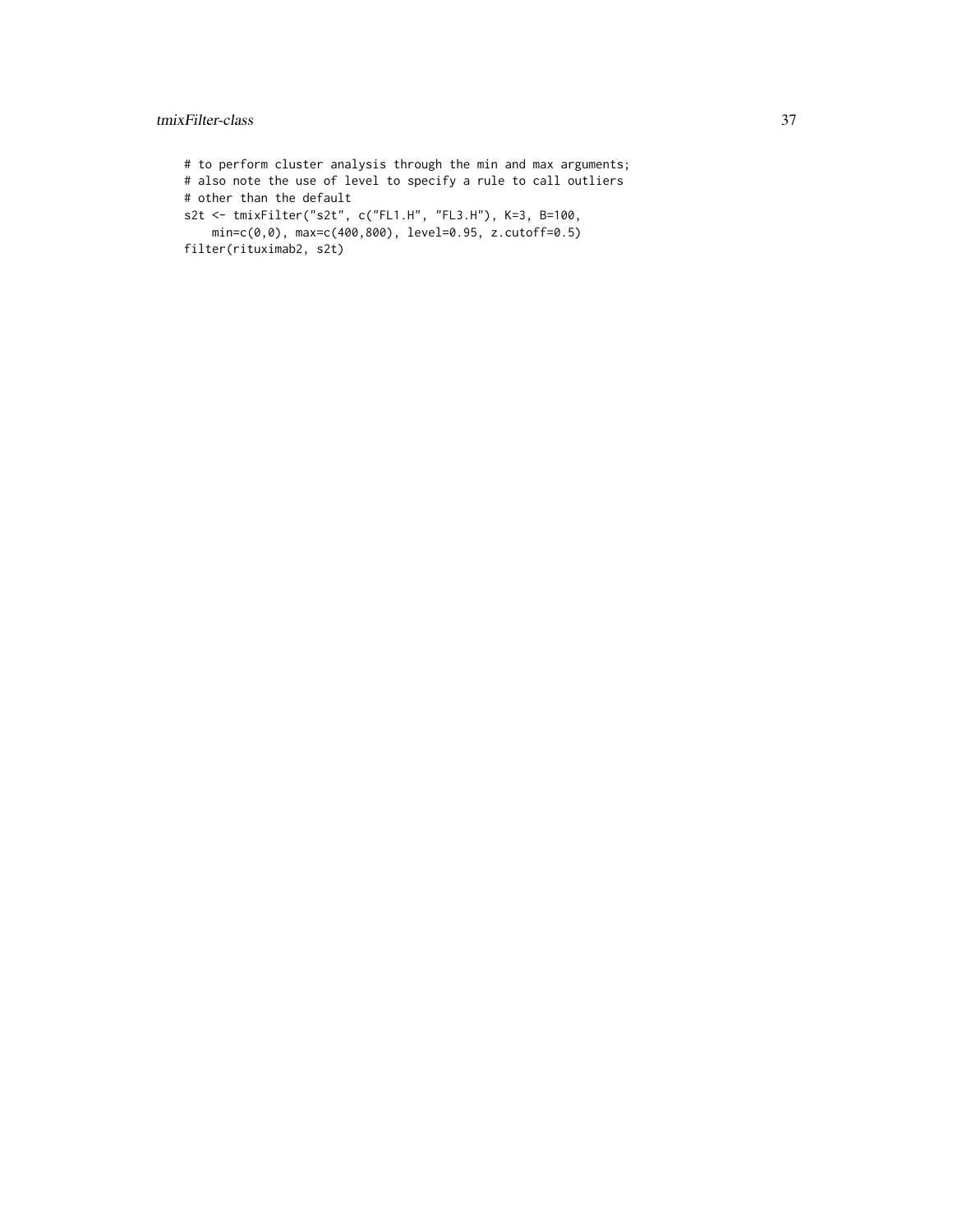```
# to perform cluster analysis through the min and max arguments;
# also note the use of level to specify a rule to call outliers
# other than the default
s2t <- tmixFilter("s2t", c("FL1.H", "FL3.H"), K=3, B=100,
    min=c(0,0), max=c(400,800), level=0.95, z.cutoff=0.5)
filter(rituximab2, s2t)
```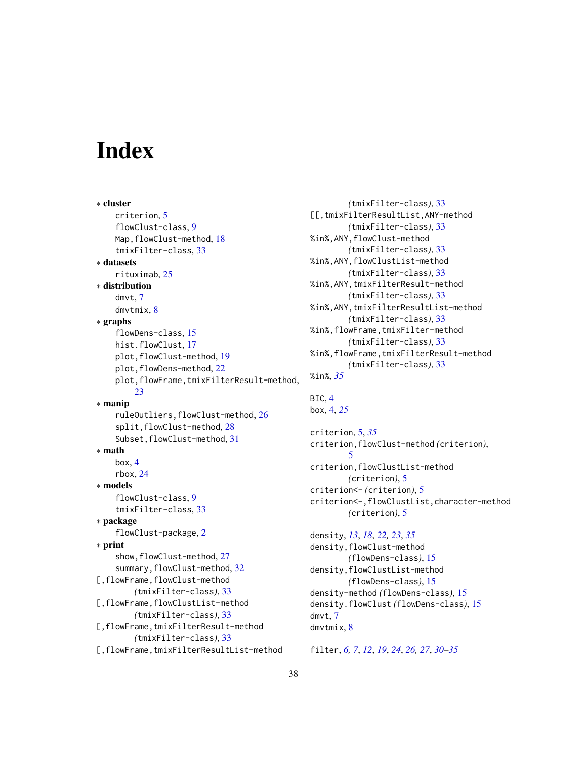# Index

∗ **cluster**
- criterion, 5
- flowClust-class, 9
- Map,flowClust-method, 18
- tmixFilter-class, 33

∗ **datasets**
- rituximab, 25

∗ **distribution**
- dmvt, 7
- dmvtmix, 8

∗ **graphs**
- flowDens-class, 15
- hist.flowClust, 17
- plot,flowClust-method, 19
- plot,flowDens-method, 22
- plot,flowFrame,tmixFilterResult-method, 23

∗ **manip**
- ruleOutliers,flowClust-method, 26
- split,flowClust-method, 28
- Subset,flowClust-method, 31

∗ **math**
- box, 4
- rbox, 24

∗ **models**
- flowClust-class, 9
- tmixFilter-class, 33

∗ **package**
- flowClust-package, 2

∗ **print**
- show,flowClust-method, 27
- summary,flowClust-method, 32

[,flowFrame,flowClust-method *(*tmixFilter-class*)*, 33
[,flowFrame,flowClustList-method *(*tmixFilter-class*)*, 33
[,flowFrame,tmixFilterResult-method *(*tmixFilter-class*)*, 33
[,flowFrame,tmixFilterResultList-method *(*tmixFilter-class*)*, 33
[[,tmixFilterResultList,ANY-method *(*tmixFilter-class*)*, 33
%in%,ANY,flowClust-method *(*tmixFilter-class*)*, 33
%in%,ANY,flowClustList-method *(*tmixFilter-class*)*, 33
%in%,ANY,tmixFilterResult-method *(*tmixFilter-class*)*, 33
%in%,ANY,tmixFilterResultList-method *(*tmixFilter-class*)*, 33
%in%,flowFrame,tmixFilter-method *(*tmixFilter-class*)*, 33
%in%,flowFrame,tmixFilterResult-method *(*tmixFilter-class*)*, 33
%in%, *35*

BIC, 4
box, 4, *25*

criterion, 5, *35*
criterion,flowClust-method *(*criterion*)*, 5
criterion,flowClustList-method *(*criterion*)*, 5
criterion<- *(*criterion*)*, 5
criterion<-,flowClustList,character-method *(*criterion*)*, 5

density, *13*, *18*, *22, 23*, *35*
density,flowClust-method *(*flowDens-class*)*, 15
density,flowClustList-method *(*flowDens-class*)*, 15
density-method *(*flowDens-class*)*, 15
density.flowClust *(*flowDens-class*)*, 15
dmvt, 7
dmvtmix, 8

filter, *6, 7*, *12*, *19*, *24*, *26, 27*, *30–35*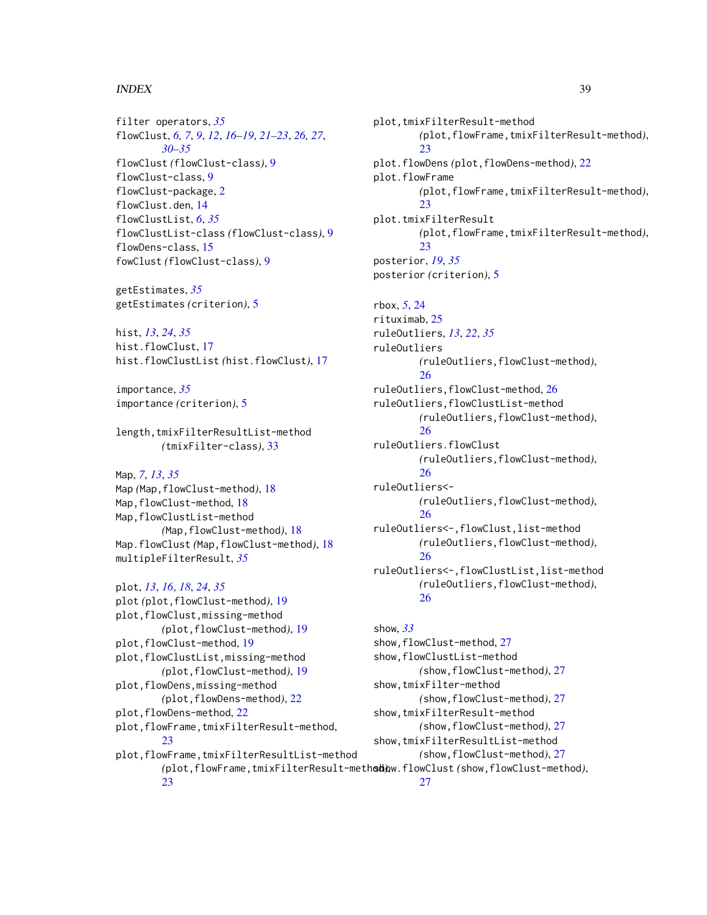filter operators, *35*
flowClust, *6, 7*, *9*, *12*, *16–19*, *21–23*, *26, 27*, *30–35*
flowClust *(*flowClust-class*)*, 9
flowClust-class, 9
flowClust-package, 2
flowClust.den, 14
flowClustList, *6*, *35*
flowClustList-class *(*flowClust-class*)*, 9
flowDens-class, 15
fowClust *(*flowClust-class*)*, 9

getEstimates, *35*
getEstimates *(*criterion*)*, 5

hist, *13*, *24*, *35*
hist.flowClust, 17
hist.flowClustList *(*hist.flowClust*)*, 17

importance, *35*
importance *(*criterion*)*, 5

length,tmixFilterResultList-method *(*tmixFilter-class*)*, 33

Map, *7*, *13*, *35*
Map *(*Map,flowClust-method*)*, 18
Map,flowClust-method, 18
Map,flowClustList-method *(*Map,flowClust-method*)*, 18
Map.flowClust *(*Map,flowClust-method*)*, 18
multipleFilterResult, *35*

plot, *13*, *16*, *18*, *24*, *35*
plot *(*plot,flowClust-method*)*, 19
plot,flowClust,missing-method *(*plot,flowClust-method*)*, 19
plot,flowClust-method, 19
plot,flowClustList,missing-method *(*plot,flowClust-method*)*, 19
plot,flowDens,missing-method *(*plot,flowDens-method*)*, 22
plot,flowDens-method, 22
plot,flowFrame,tmixFilterResult-method, 23
plot,flowFrame,tmixFilterResultList-method *(*plot,flowFrame,tmixFilterResult-method*)*, 23
plot,tmixFilterResult-method *(*plot,flowFrame,tmixFilterResult-method*)*, 23
plot.flowDens *(*plot,flowDens-method*)*, 22
plot.flowFrame *(*plot,flowFrame,tmixFilterResult-method*)*, 23
plot.tmixFilterResult *(*plot,flowFrame,tmixFilterResult-method*)*, 23
posterior, *19*, *35*
posterior *(*criterion*)*, 5

rbox, *5*, 24
rituximab, 25
ruleOutliers, *13*, *22*, *35*
ruleOutliers *(*ruleOutliers,flowClust-method*)*, 26
ruleOutliers,flowClust-method, 26
ruleOutliers,flowClustList-method *(*ruleOutliers,flowClust-method*)*, 26
ruleOutliers.flowClust *(*ruleOutliers,flowClust-method*)*, 26
ruleOutliers<- *(*ruleOutliers,flowClust-method*)*, 26
ruleOutliers<-,flowClust,list-method *(*ruleOutliers,flowClust-method*)*, 26
ruleOutliers<-,flowClustList,list-method *(*ruleOutliers,flowClust-method*)*, 26

show, *33*
show,flowClust-method, 27
show,flowClustList-method *(*show,flowClust-method*)*, 27
show,tmixFilter-method *(*show,flowClust-method*)*, 27
show,tmixFilterResult-method *(*show,flowClust-method*)*, 27
show,tmixFilterResultList-method *(*show,flowClust-method*)*, 27
show.flowClust *(*show,flowClust-method*)*, 27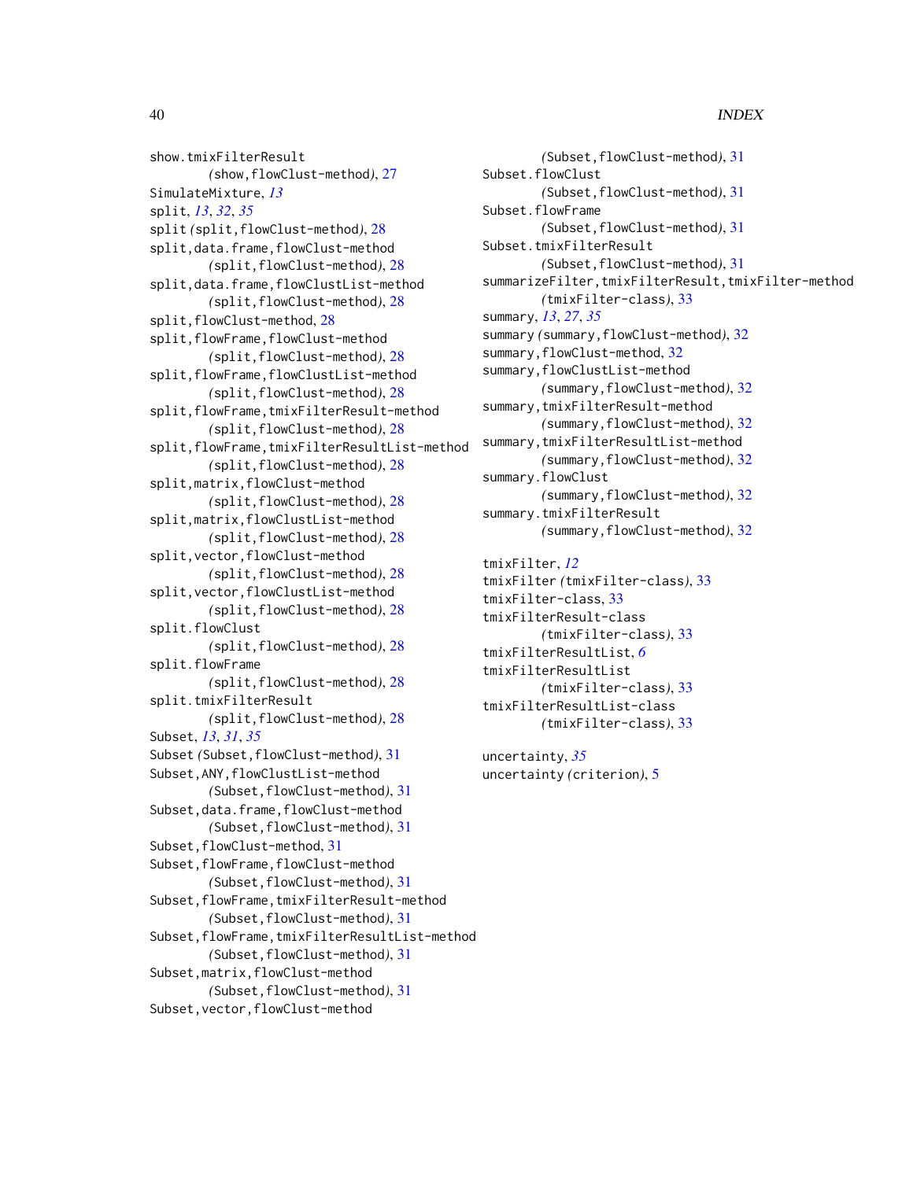show.tmixFilterResult
(show,flowClust-method), 27
SimulateMixture, *13*
split, *13*, *32*, *35*
split (split,flowClust-method), 28
split,data.frame,flowClust-method
(split,flowClust-method), 28
split,data.frame,flowClustList-method
(split,flowClust-method), 28
split,flowClust-method, 28
split,flowFrame,flowClust-method
(split,flowClust-method), 28
split,flowFrame,flowClustList-method
(split,flowClust-method), 28
split,flowFrame,tmixFilterResult-method
(split,flowClust-method), 28
split,flowFrame,tmixFilterResultList-method
(split,flowClust-method), 28
split,matrix,flowClust-method
(split,flowClust-method), 28
split,matrix,flowClustList-method
(split,flowClust-method), 28
split,vector,flowClust-method
(split,flowClust-method), 28
split,vector,flowClustList-method
(split,flowClust-method), 28
split.flowClust
(split,flowClust-method), 28
split.flowFrame
(split,flowClust-method), 28
split.tmixFilterResult
(split,flowClust-method), 28
Subset, *13*, *31*, *35*
Subset (Subset,flowClust-method), 31
Subset,ANY,flowClustList-method
(Subset,flowClust-method), 31
Subset,data.frame,flowClust-method
(Subset,flowClust-method), 31
Subset,flowClust-method, 31
Subset,flowFrame,flowClust-method
(Subset,flowClust-method), 31
Subset,flowFrame,tmixFilterResult-method
(Subset,flowClust-method), 31
Subset,flowFrame,tmixFilterResultList-method
(Subset,flowClust-method), 31
Subset,matrix,flowClust-method
(Subset,flowClust-method), 31
Subset,vector,flowClust-method
(Subset,flowClust-method), 31
Subset.flowClust
(Subset,flowClust-method), 31
Subset.flowFrame
(Subset,flowClust-method), 31
Subset.tmixFilterResult
(Subset,flowClust-method), 31
summarizeFilter,tmixFilterResult,tmixFilter-method
(tmixFilter-class), 33
summary, *13*, *27*, *35*
summary (summary,flowClust-method), 32
summary,flowClust-method, 32
summary,flowClustList-method
(summary,flowClust-method), 32
summary,tmixFilterResult-method
(summary,flowClust-method), 32
summary,tmixFilterResultList-method
(summary,flowClust-method), 32
summary.flowClust
(summary,flowClust-method), 32
summary.tmixFilterResult
(summary,flowClust-method), 32

tmixFilter, *12*
tmixFilter (tmixFilter-class), 33
tmixFilter-class, 33
tmixFilterResult-class
(tmixFilter-class), 33
tmixFilterResultList, *6*
tmixFilterResultList
(tmixFilter-class), 33
tmixFilterResultList-class
(tmixFilter-class), 33

uncertainty, *35*
uncertainty (criterion), 5